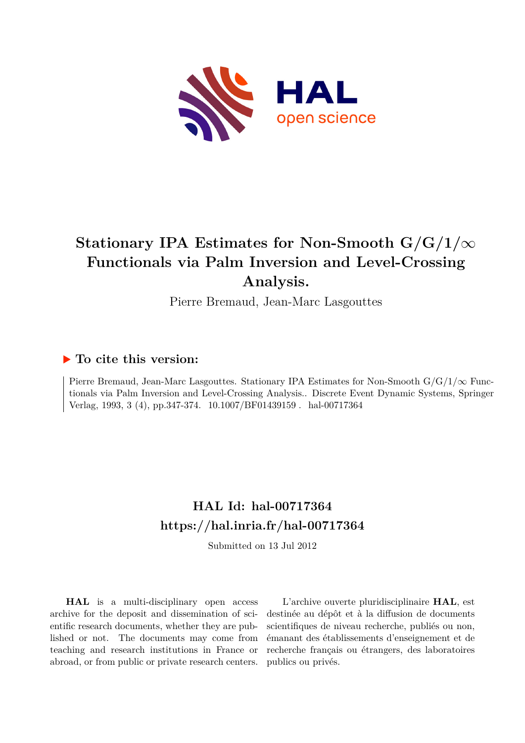# Stationary IPA Estimates for Non-Smooth G/G/1/$\infty$ Functionals via Palm Inversion and Level-Crossing Analysis.

Pierre Bremaud, Jean-Marc Lasgouttes

## ▶ To cite this version:

Pierre Bremaud, Jean-Marc Lasgouttes. Stationary IPA Estimates for Non-Smooth G/G/1/$\infty$ Functionals via Palm Inversion and Level-Crossing Analysis.. Discrete Event Dynamic Systems, Springer Verlag, 1993, 3 (4), pp.347-374. 10.1007/BF01439159 . hal-00717364

## HAL Id: hal-00717364

## https://hal.inria.fr/hal-00717364

Submitted on 13 Jul 2012

**HAL** is a multi-disciplinary open access archive for the deposit and dissemination of scientific research documents, whether they are published or not. The documents may come from teaching and research institutions in France or abroad, or from public or private research centers.

L'archive ouverte pluridisciplinaire **HAL**, est destinée au dépôt et à la diffusion de documents scientifiques de niveau recherche, publiés ou non, émanant des établissements d'enseignement et de recherche français ou étrangers, des laboratoires publics ou privés.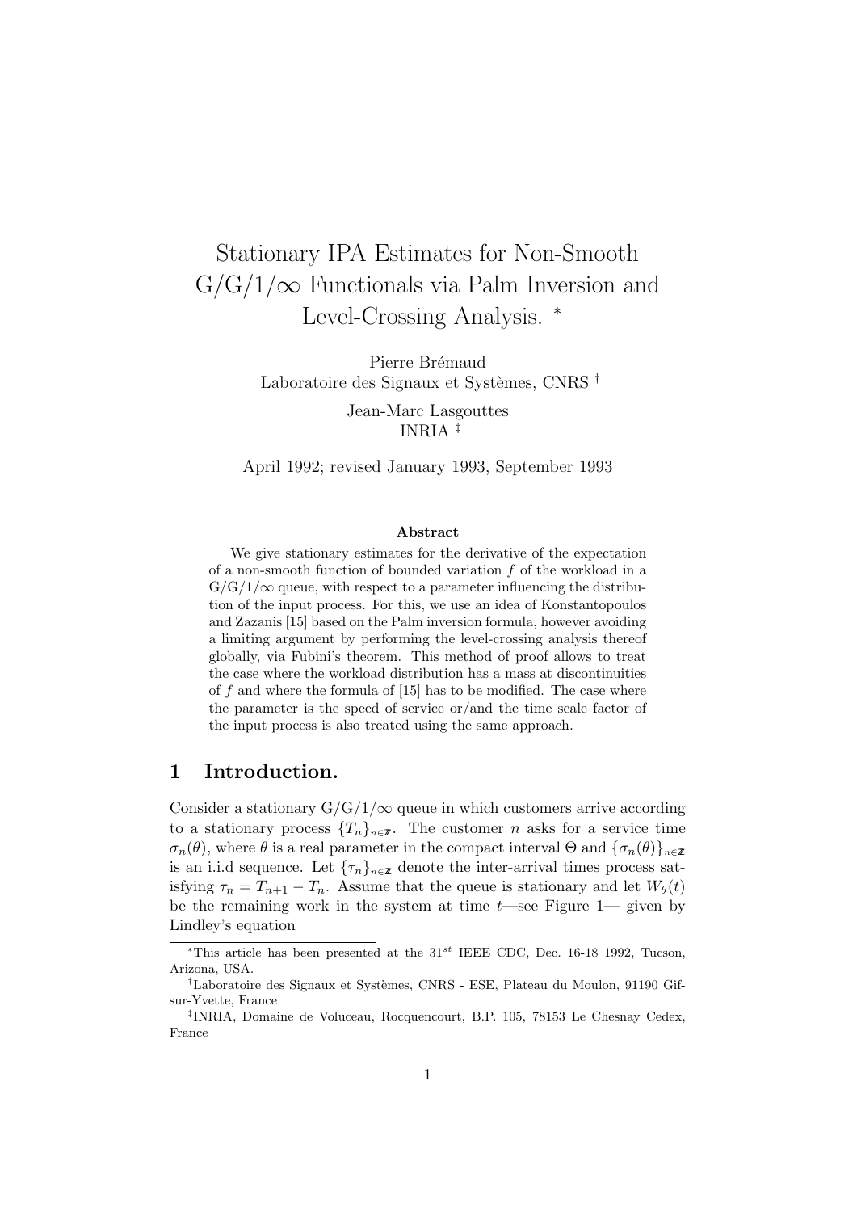# Stationary IPA Estimates for Non-Smooth G/G/1/$\infty$ Functionals via Palm Inversion and Level-Crossing Analysis. [*]

Pierre Brémaud
Laboratoire des Signaux et Systèmes, CNRS [†]

Jean-Marc Lasgouttes
INRIA [‡]

April 1992; revised January 1993, September 1993

**Abstract**

We give stationary estimates for the derivative of the expectation of a non-smooth function of bounded variation $f$ of the workload in a G/G/1/$\infty$ queue, with respect to a parameter influencing the distribution of the input process. For this, we use an idea of Konstantopoulos and Zazanis [15] based on the Palm inversion formula, however avoiding a limiting argument by performing the level-crossing analysis thereof globally, via Fubini's theorem. This method of proof allows to treat the case where the workload distribution has a mass at discontinuities of $f$ and where the formula of [15] has to be modified. The case where the parameter is the speed of service or/and the time scale factor of the input process is also treated using the same approach.

## 1 Introduction.

Consider a stationary G/G/1/$\infty$ queue in which customers arrive according to a stationary process $\{T_n\}_{n\in\mathbb{Z}}$. The customer $n$ asks for a service time $\sigma_n(\theta)$, where $\theta$ is a real parameter in the compact interval $\Theta$ and $\{\sigma_n(\theta)\}_{n\in\mathbb{Z}}$ is an i.i.d sequence. Let $\{\tau_n\}_{n\in\mathbb{Z}}$ denote the inter-arrival times process satisfying $\tau_n = T_{n+1} - T_n$. Assume that the queue is stationary and let $W_\theta(t)$ be the remaining work in the system at time $t$—see Figure 1— given by Lindley's equation

[*] This article has been presented at the $31^{st}$ IEEE CDC, Dec. 16-18 1992, Tucson, Arizona, USA.

[†] Laboratoire des Signaux et Systèmes, CNRS - ESE, Plateau du Moulon, 91190 Gif-sur-Yvette, France

[‡] INRIA, Domaine de Voluceau, Rocquencourt, B.P. 105, 78153 Le Chesnay Cedex, France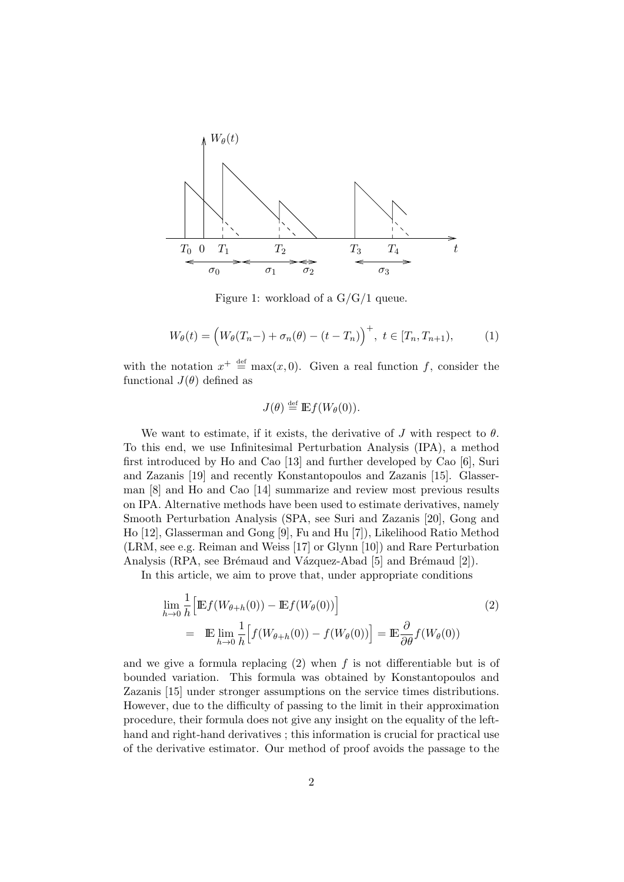Figure 1: workload of a G/G/1 queue.

$$W_\theta(t) = \Big(W_\theta(T_n-) + \sigma_n(\theta) - (t - T_n)\Big)^+, \; t \in [T_n, T_{n+1}), \tag{1}$$

with the notation $x^+ \stackrel{\text{def}}{=} \max(x, 0)$. Given a real function $f$, consider the functional $J(\theta)$ defined as

$$J(\theta) \stackrel{\text{def}}{=} \mathbb{E} f(W_\theta(0)).$$

We want to estimate, if it exists, the derivative of $J$ with respect to $\theta$. To this end, we use Infinitesimal Perturbation Analysis (IPA), a method first introduced by Ho and Cao [13] and further developed by Cao [6], Suri and Zazanis [19] and recently Konstantopoulos and Zazanis [15]. Glasserman [8] and Ho and Cao [14] summarize and review most previous results on IPA. Alternative methods have been used to estimate derivatives, namely Smooth Perturbation Analysis (SPA, see Suri and Zazanis [20], Gong and Ho [12], Glasserman and Gong [9], Fu and Hu [7]), Likelihood Ratio Method (LRM, see e.g. Reiman and Weiss [17] or Glynn [10]) and Rare Perturbation Analysis (RPA, see Brémaud and Vázquez-Abad [5] and Brémaud [2]).

In this article, we aim to prove that, under appropriate conditions

$$\begin{aligned} &\lim_{h\to 0} \frac{1}{h}\Big[\mathbb{E} f(W_{\theta+h}(0)) - \mathbb{E} f(W_\theta(0))\Big] \\ &= \mathbb{E} \lim_{h\to 0} \frac{1}{h}\Big[f(W_{\theta+h}(0)) - f(W_\theta(0))\Big] = \mathbb{E} \frac{\partial}{\partial \theta} f(W_\theta(0)) \end{aligned} \tag{2}$$

and we give a formula replacing (2) when $f$ is not differentiable but is of bounded variation. This formula was obtained by Konstantopoulos and Zazanis [15] under stronger assumptions on the service times distributions. However, due to the difficulty of passing to the limit in their approximation procedure, their formula does not give any insight on the equality of the left-hand and right-hand derivatives ; this information is crucial for practical use of the derivative estimator. Our method of proof avoids the passage to the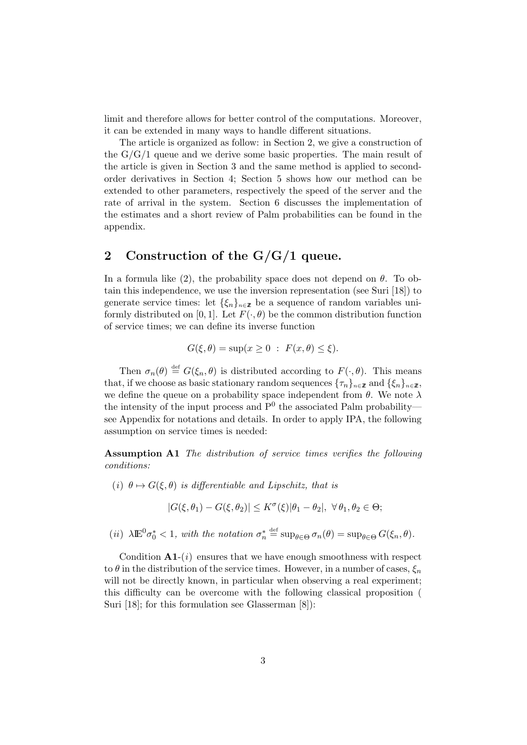limit and therefore allows for better control of the computations. Moreover, it can be extended in many ways to handle different situations.

The article is organized as follow: in Section 2, we give a construction of the G/G/1 queue and we derive some basic properties. The main result of the article is given in Section 3 and the same method is applied to second-order derivatives in Section 4; Section 5 shows how our method can be extended to other parameters, respectively the speed of the server and the rate of arrival in the system. Section 6 discusses the implementation of the estimates and a short review of Palm probabilities can be found in the appendix.

## 2 Construction of the G/G/1 queue.

In a formula like (2), the probability space does not depend on $\theta$. To obtain this independence, we use the inversion representation (see Suri [18]) to generate service times: let $\{\xi_n\}_{n\in\mathbb{Z}}$ be a sequence of random variables uniformly distributed on $[0,1]$. Let $F(\cdot,\theta)$ be the common distribution function of service times; we can define its inverse function

$$G(\xi,\theta) = \sup(x \geq 0 \ : \ F(x,\theta) \leq \xi).$$

Then $\sigma_n(\theta) \stackrel{\text{def}}{=} G(\xi_n,\theta)$ is distributed according to $F(\cdot,\theta)$. This means that, if we choose as basic stationary random sequences $\{\tau_n\}_{n\in\mathbb{Z}}$ and $\{\xi_n\}_{n\in\mathbb{Z}}$, we define the queue on a probability space independent from $\theta$. We note $\lambda$ the intensity of the input process and $\mathrm{P}^0$ the associated Palm probability—see Appendix for notations and details. In order to apply IPA, the following assumption on service times is needed:

**Assumption A1** *The distribution of service times verifies the following conditions:*

*(i)* $\theta \mapsto G(\xi,\theta)$ *is differentiable and Lipschitz, that is*

$$|G(\xi,\theta_1) - G(\xi,\theta_2)| \leq K^\sigma(\xi)|\theta_1 - \theta_2|, \ \forall\, \theta_1,\theta_2 \in \Theta;$$

*(ii)* $\lambda \mathbb{E}^0 \sigma_0^* < 1$, *with the notation* $\sigma_n^* \stackrel{\text{def}}{=} \sup_{\theta\in\Theta} \sigma_n(\theta) = \sup_{\theta\in\Theta} G(\xi_n,\theta)$.

Condition **A1**-$(i)$ ensures that we have enough smoothness with respect to $\theta$ in the distribution of the service times. However, in a number of cases, $\xi_n$ will not be directly known, in particular when observing a real experiment; this difficulty can be overcome with the following classical proposition ( Suri [18]; for this formulation see Glasserman [8]):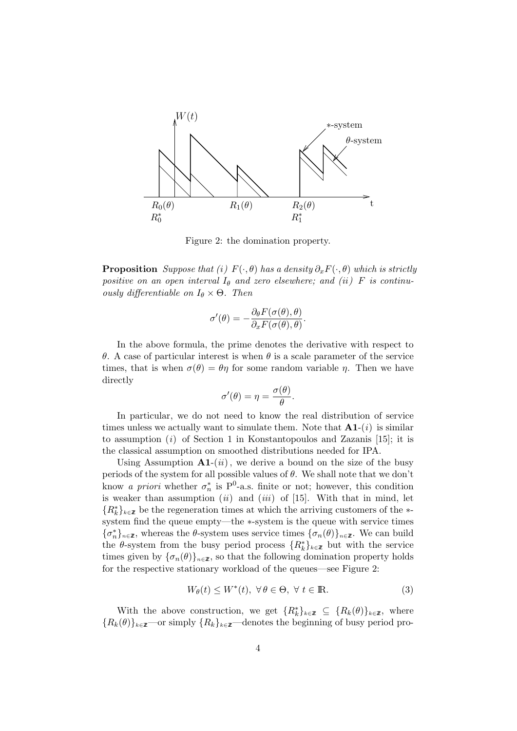Figure 2: the domination property.

**Proposition** *Suppose that (i) $F(\cdot,\theta)$ has a density $\partial_x F(\cdot,\theta)$ which is strictly positive on an open interval $I_\theta$ and zero elsewhere; and (ii) $F$ is continuously differentiable on $I_\theta \times \Theta$. Then*

$$\sigma'(\theta) = -\frac{\partial_\theta F(\sigma(\theta),\theta)}{\partial_x F(\sigma(\theta),\theta)}.$$

In the above formula, the prime denotes the derivative with respect to $\theta$. A case of particular interest is when $\theta$ is a scale parameter of the service times, that is when $\sigma(\theta) = \theta\eta$ for some random variable $\eta$. Then we have directly

$$\sigma'(\theta) = \eta = \frac{\sigma(\theta)}{\theta}.$$

In particular, we do not need to know the real distribution of service times unless we actually want to simulate them. Note that **A1**-$(i)$ is similar to assumption $(i)$ of Section 1 in Konstantopoulos and Zazanis [15]; it is the classical assumption on smoothed distributions needed for IPA.

Using Assumption **A1**-$(ii)$, we derive a bound on the size of the busy periods of the system for all possible values of $\theta$. We shall note that we don't know *a priori* whether $\sigma_n^*$ is $\mathrm{P}^0$-a.s. finite or not; however, this condition is weaker than assumption $(ii)$ and $(iii)$ of [15]. With that in mind, let $\{R_k^*\}_{k\in\mathbb{Z}}$ be the regeneration times at which the arriving customers of the $*$-system find the queue empty—the $*$-system is the queue with service times $\{\sigma_n^*\}_{n\in\mathbb{Z}}$, whereas the $\theta$-system uses service times $\{\sigma_n(\theta)\}_{n\in\mathbb{Z}}$. We can build the $\theta$-system from the busy period process $\{R_k^*\}_{k\in\mathbb{Z}}$ but with the service times given by $\{\sigma_n(\theta)\}_{n\in\mathbb{Z}}$, so that the following domination property holds for the respective stationary workload of the queues—see Figure 2:

$$W_\theta(t) \le W^*(t), \ \forall\, \theta \in \Theta, \ \forall\, t \in \mathbb{R}. \tag{3}$$

With the above construction, we get $\{R_k^*\}_{k\in\mathbb{Z}} \subseteq \{R_k(\theta)\}_{k\in\mathbb{Z}}$, where $\{R_k(\theta)\}_{k\in\mathbb{Z}}$—or simply $\{R_k\}_{k\in\mathbb{Z}}$—denotes the beginning of busy period pro-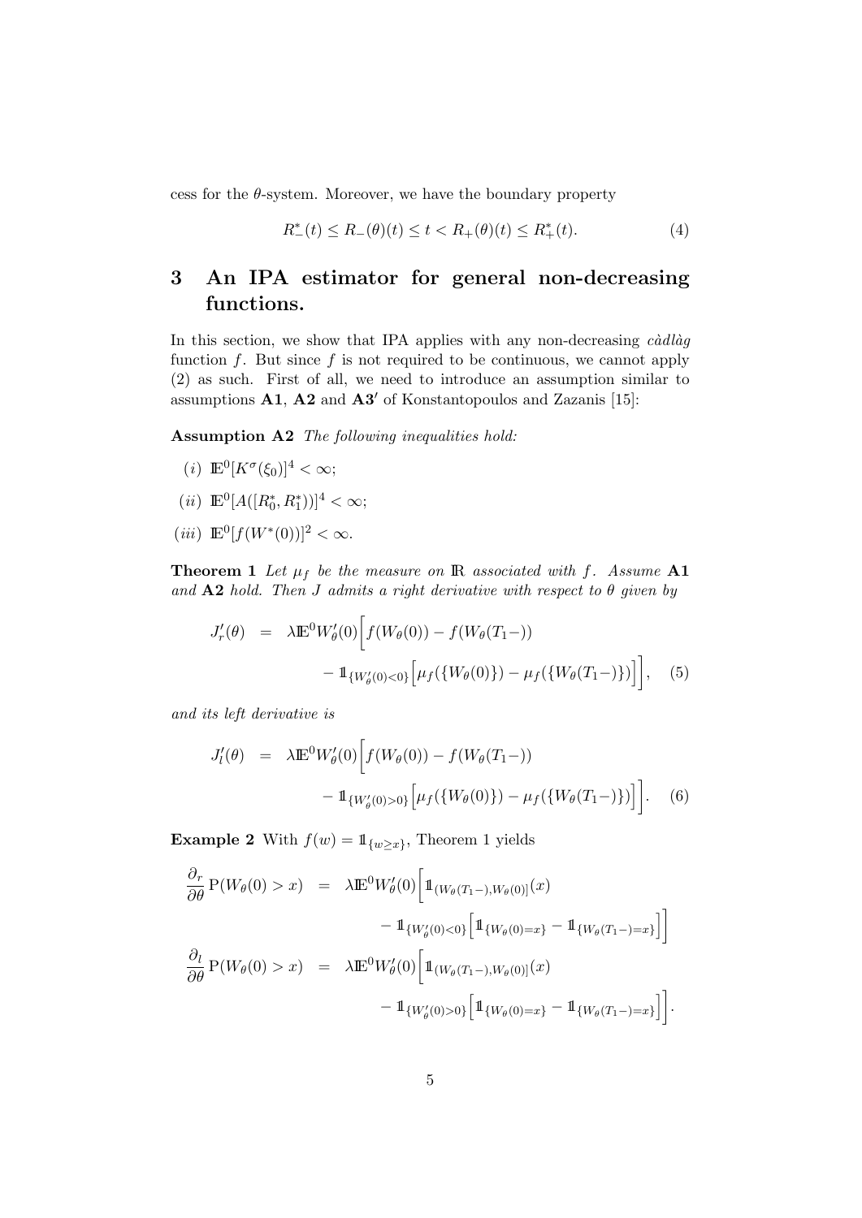cess for the $\theta$-system. Moreover, we have the boundary property

$$R_-^*(t) \le R_-(\theta)(t) \le t < R_+(\theta)(t) \le R_+^*(t). \tag{4}$$

## 3 An IPA estimator for general non-decreasing functions.

In this section, we show that IPA applies with any non-decreasing *càdlàg* function $f$. But since $f$ is not required to be continuous, we cannot apply (2) as such. First of all, we need to introduce an assumption similar to assumptions **A1**, **A2** and **A3′** of Konstantopoulos and Zazanis [15]:

**Assumption A2** *The following inequalities hold:*

$(i)$ $\mathbb{E}^0[K^\sigma(\xi_0)]^4 < \infty$;

$(ii)$ $\mathbb{E}^0[A([R_0^*, R_1^*))]^4 < \infty$;

$(iii)$ $\mathbb{E}^0[f(W^*(0))]^2 < \infty$.

**Theorem 1** *Let $\mu_f$ be the measure on $\mathbb{R}$ associated with $f$. Assume* **A1** *and* **A2** *hold. Then $J$ admits a right derivative with respect to $\theta$ given by*

$$\begin{aligned} J_r'(\theta) &= \lambda \mathbb{E}^0 W_\theta'(0) \Big[ f(W_\theta(0)) - f(W_\theta(T_1-)) \\ &\qquad - \mathbb{1}_{\{W_\theta'(0)<0\}} \Big[ \mu_f(\{W_\theta(0)\}) - \mu_f(\{W_\theta(T_1-)\}) \Big] \Big], \end{aligned} \tag{5}$$

*and its left derivative is*

$$\begin{aligned} J_l'(\theta) &= \lambda \mathbb{E}^0 W_\theta'(0) \Big[ f(W_\theta(0)) - f(W_\theta(T_1-)) \\ &\qquad - \mathbb{1}_{\{W_\theta'(0)>0\}} \Big[ \mu_f(\{W_\theta(0)\}) - \mu_f(\{W_\theta(T_1-)\}) \Big] \Big]. \end{aligned} \tag{6}$$

**Example 2** With $f(w) = \mathbb{1}_{\{w \ge x\}}$, Theorem 1 yields

$$\begin{aligned} \frac{\partial_r}{\partial \theta} \mathrm{P}(W_\theta(0) > x) &= \lambda \mathbb{E}^0 W_\theta'(0) \Big[ \mathbb{1}_{(W_\theta(T_1-), W_\theta(0)]}(x) \\ &\qquad - \mathbb{1}_{\{W_\theta'(0)<0\}} \Big[ \mathbb{1}_{\{W_\theta(0)=x\}} - \mathbb{1}_{\{W_\theta(T_1-)=x\}} \Big] \Big] \\ \frac{\partial_l}{\partial \theta} \mathrm{P}(W_\theta(0) > x) &= \lambda \mathbb{E}^0 W_\theta'(0) \Big[ \mathbb{1}_{(W_\theta(T_1-), W_\theta(0)]}(x) \\ &\qquad - \mathbb{1}_{\{W_\theta'(0)>0\}} \Big[ \mathbb{1}_{\{W_\theta(0)=x\}} - \mathbb{1}_{\{W_\theta(T_1-)=x\}} \Big] \Big]. \end{aligned}$$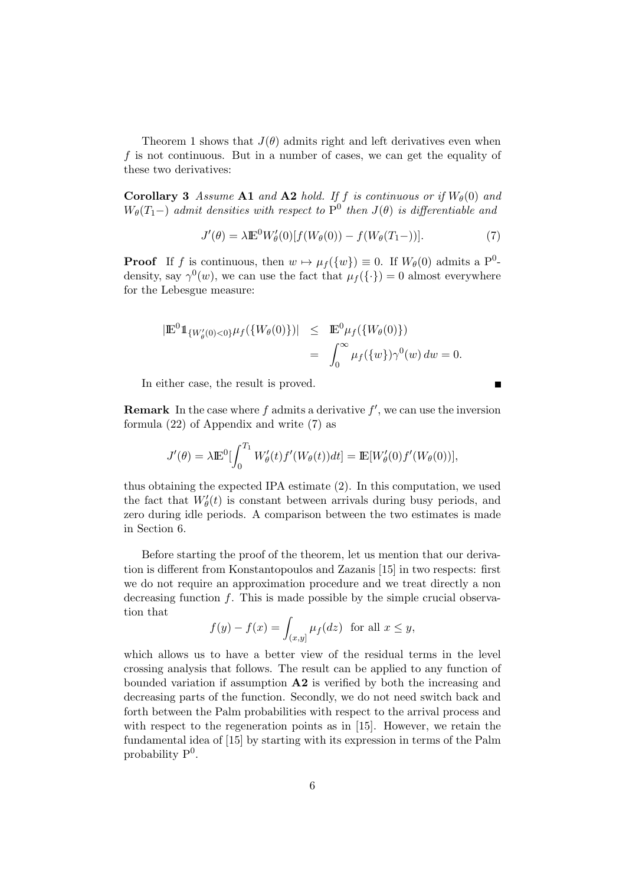Theorem 1 shows that $J(\theta)$ admits right and left derivatives even when $f$ is not continuous. But in a number of cases, we can get the equality of these two derivatives:

**Corollary 3** *Assume* **A1** *and* **A2** *hold. If $f$ is continuous or if $W_\theta(0)$ and $W_\theta(T_1-)$ admit densities with respect to $\mathrm{P}^0$ then $J(\theta)$ is differentiable and*

$$J'(\theta) = \lambda \mathbb{E}^0 W'_\theta(0)[f(W_\theta(0)) - f(W_\theta(T_1-))]. \tag{7}$$

**Proof** If $f$ is continuous, then $w \mapsto \mu_f(\{w\}) \equiv 0$. If $W_\theta(0)$ admits a $\mathrm{P}^0$-density, say $\gamma^0(w)$, we can use the fact that $\mu_f(\{\cdot\}) = 0$ almost everywhere for the Lebesgue measure:

$$\begin{aligned}
|\mathbb{E}^0 \mathbb{1}_{\{W'_\theta(0)<0\}} \mu_f(\{W_\theta(0)\})| &\leq \mathbb{E}^0 \mu_f(\{W_\theta(0)\}) \\
&= \int_0^\infty \mu_f(\{w\}) \gamma^0(w)\, dw = 0.
\end{aligned}$$

In either case, the result is proved. ∎

**Remark** In the case where $f$ admits a derivative $f'$, we can use the inversion formula (22) of Appendix and write (7) as

$$J'(\theta) = \lambda \mathbb{E}^0 [\int_0^{T_1} W'_\theta(t) f'(W_\theta(t)) dt] = \mathbb{E}[W'_\theta(0) f'(W_\theta(0))],$$

thus obtaining the expected IPA estimate (2). In this computation, we used the fact that $W'_\theta(t)$ is constant between arrivals during busy periods, and zero during idle periods. A comparison between the two estimates is made in Section 6.

Before starting the proof of the theorem, let us mention that our derivation is different from Konstantopoulos and Zazanis [15] in two respects: first we do not require an approximation procedure and we treat directly a non decreasing function $f$. This is made possible by the simple crucial observation that

$$f(y) - f(x) = \int_{(x,y]} \mu_f(dz) \text{ for all } x \leq y,$$

which allows us to have a better view of the residual terms in the level crossing analysis that follows. The result can be applied to any function of bounded variation if assumption **A2** is verified by both the increasing and decreasing parts of the function. Secondly, we do not need switch back and forth between the Palm probabilities with respect to the arrival process and with respect to the regeneration points as in [15]. However, we retain the fundamental idea of [15] by starting with its expression in terms of the Palm probability $\mathrm{P}^0$.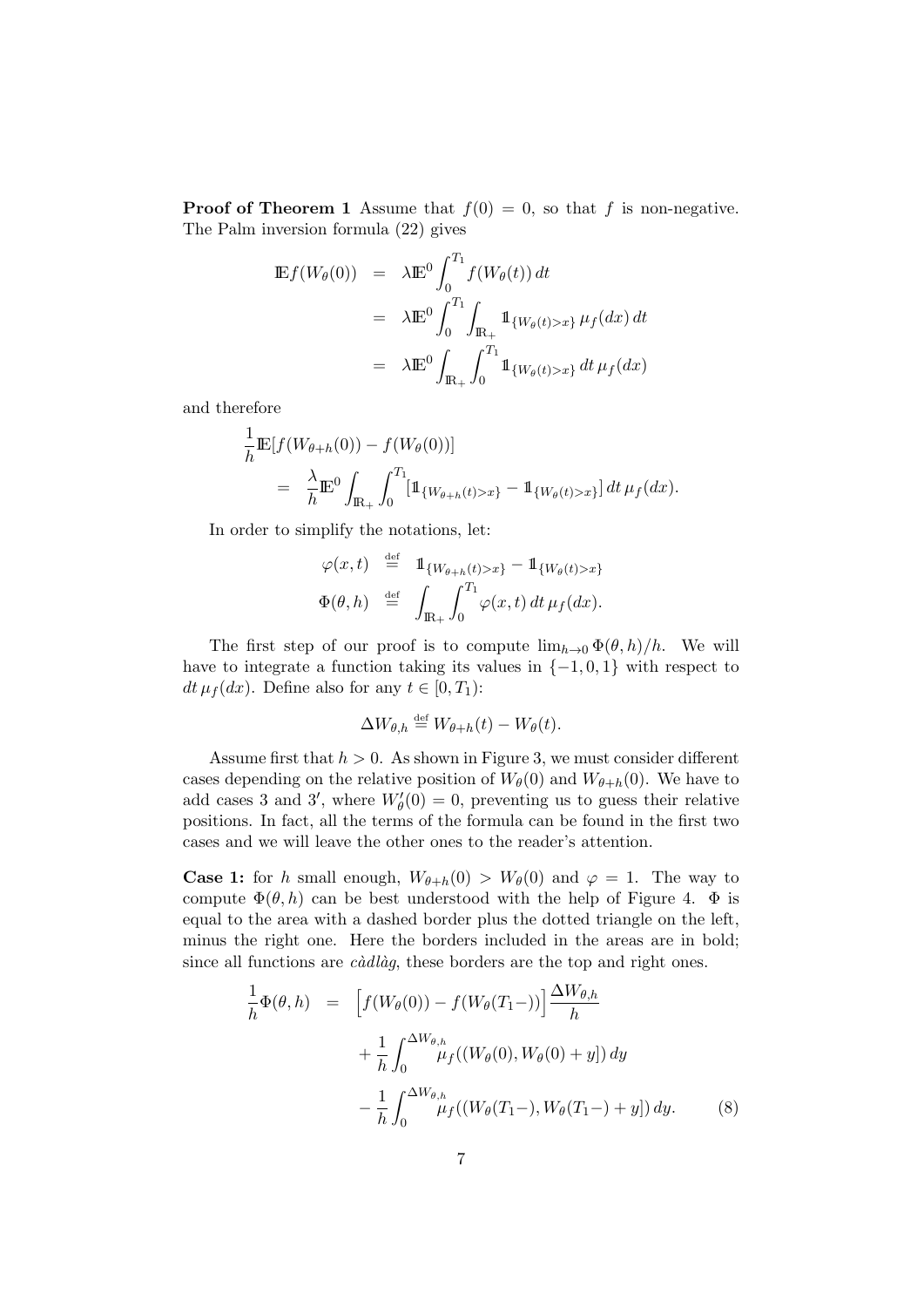**Proof of Theorem 1** Assume that $f(0) = 0$, so that $f$ is non-negative. The Palm inversion formula (22) gives

$$
\begin{aligned}
\mathbb{E} f(W_\theta(0)) &= \lambda \mathbb{E}^0 \int_0^{T_1} f(W_\theta(t))\, dt \\
&= \lambda \mathbb{E}^0 \int_0^{T_1} \int_{\mathbb{R}_+} \mathbb{1}_{\{W_\theta(t) > x\}}\, \mu_f(dx)\, dt \\
&= \lambda \mathbb{E}^0 \int_{\mathbb{R}_+} \int_0^{T_1} \mathbb{1}_{\{W_\theta(t) > x\}}\, dt\, \mu_f(dx)
\end{aligned}
$$

and therefore

$$
\begin{aligned}
&\frac{1}{h} \mathbb{E}[f(W_{\theta+h}(0)) - f(W_\theta(0))] \\
&\quad = \frac{\lambda}{h} \mathbb{E}^0 \int_{\mathbb{R}_+} \int_0^{T_1} [\mathbb{1}_{\{W_{\theta+h}(t) > x\}} - \mathbb{1}_{\{W_\theta(t) > x\}}]\, dt\, \mu_f(dx).
\end{aligned}
$$

In order to simplify the notations, let:

$$
\begin{aligned}
\varphi(x,t) &\stackrel{\text{def}}{=} \mathbb{1}_{\{W_{\theta+h}(t) > x\}} - \mathbb{1}_{\{W_\theta(t) > x\}} \\
\Phi(\theta, h) &\stackrel{\text{def}}{=} \int_{\mathbb{R}_+} \int_0^{T_1} \varphi(x,t)\, dt\, \mu_f(dx).
\end{aligned}
$$

The first step of our proof is to compute $\lim_{h \to 0} \Phi(\theta, h)/h$. We will have to integrate a function taking its values in $\{-1, 0, 1\}$ with respect to $dt\, \mu_f(dx)$. Define also for any $t \in [0, T_1)$:

$$
\Delta W_{\theta,h} \stackrel{\text{def}}{=} W_{\theta+h}(t) - W_\theta(t).
$$

Assume first that $h > 0$. As shown in Figure 3, we must consider different cases depending on the relative position of $W_\theta(0)$ and $W_{\theta+h}(0)$. We have to add cases 3 and 3$'$, where $W'_\theta(0) = 0$, preventing us to guess their relative positions. In fact, all the terms of the formula can be found in the first two cases and we will leave the other ones to the reader's attention.

**Case 1:** for $h$ small enough, $W_{\theta+h}(0) > W_\theta(0)$ and $\varphi = 1$. The way to compute $\Phi(\theta, h)$ can be best understood with the help of Figure 4. $\Phi$ is equal to the area with a dashed border plus the dotted triangle on the left, minus the right one. Here the borders included in the areas are in bold; since all functions are *càdlàg*, these borders are the top and right ones.

$$
\begin{aligned}
\frac{1}{h} \Phi(\theta, h) &= \Big[ f(W_\theta(0)) - f(W_\theta(T_1-)) \Big] \frac{\Delta W_{\theta,h}}{h} \\
&\quad + \frac{1}{h} \int_0^{\Delta W_{\theta,h}} \mu_f((W_\theta(0), W_\theta(0) + y])\, dy \\
&\quad - \frac{1}{h} \int_0^{\Delta W_{\theta,h}} \mu_f((W_\theta(T_1-), W_\theta(T_1-) + y])\, dy. \qquad (8)
\end{aligned}
$$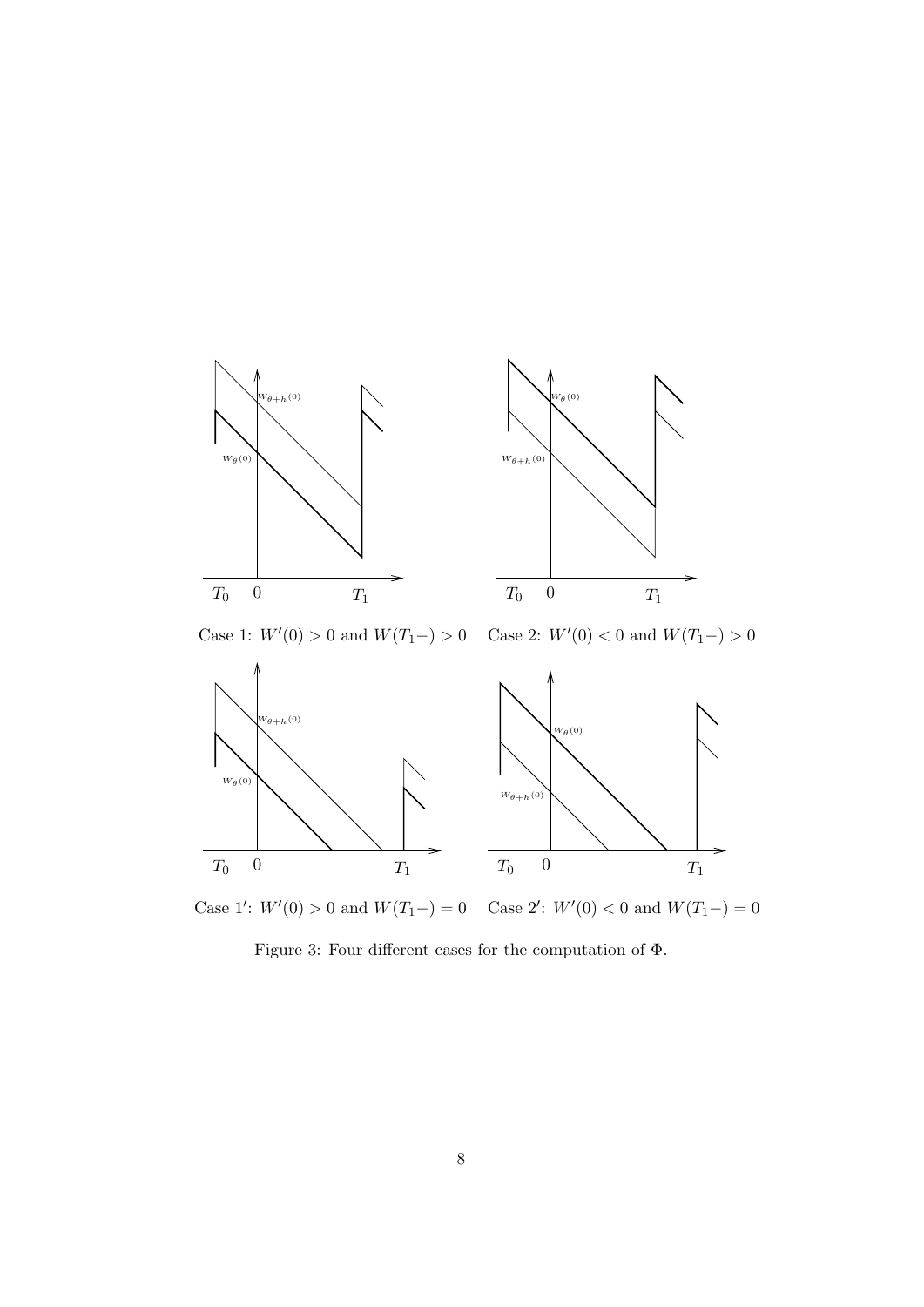Case 1: $W'(0) > 0$ and $W(T_1-) > 0$ Case 2: $W'(0) < 0$ and $W(T_1-) > 0$

Case 1′: $W'(0) > 0$ and $W(T_1-) = 0$ Case 2′: $W'(0) < 0$ and $W(T_1-) = 0$

Figure 3: Four different cases for the computation of $\Phi$.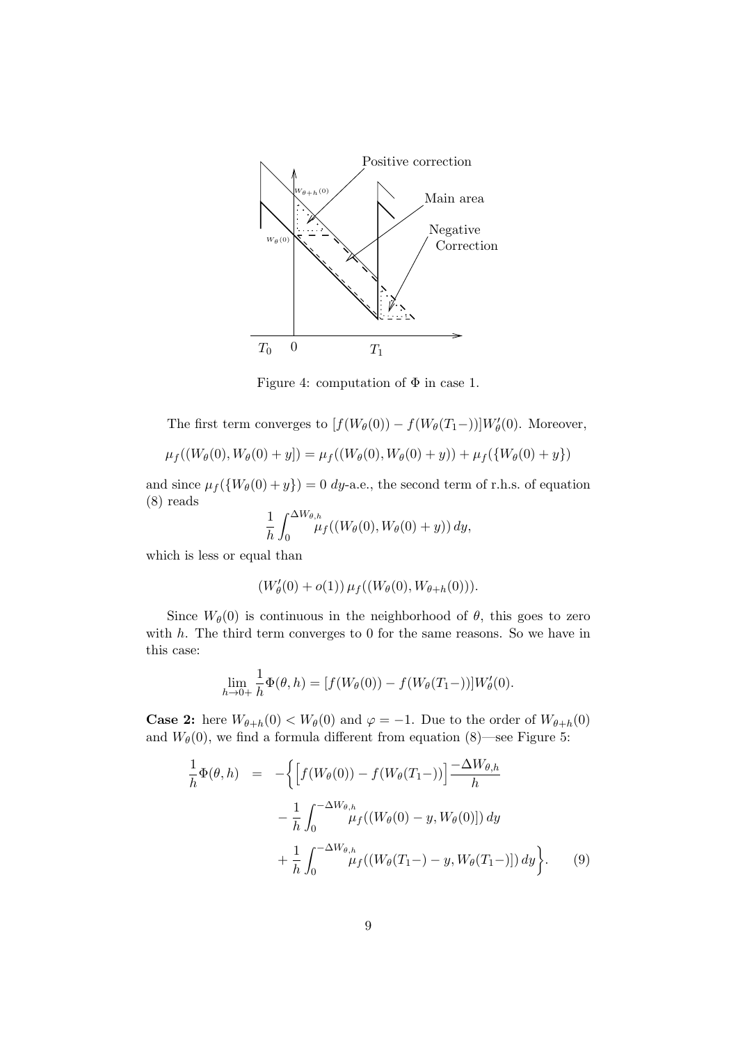Figure 4: computation of $\Phi$ in case 1.

The first term converges to $[f(W_\theta(0)) - f(W_\theta(T_1-))]W'_\theta(0)$. Moreover,

$$\mu_f((W_\theta(0), W_\theta(0)+y]) = \mu_f((W_\theta(0), W_\theta(0)+y)) + \mu_f(\{W_\theta(0)+y\})$$

and since $\mu_f(\{W_\theta(0)+y\}) = 0$ $dy$-a.e., the second term of r.h.s. of equation (8) reads

$$\frac{1}{h}\int_0^{\Delta W_{\theta,h}} \mu_f((W_\theta(0), W_\theta(0)+y))\, dy,$$

which is less or equal than

$$(W'_\theta(0) + o(1))\, \mu_f((W_\theta(0), W_{\theta+h}(0))).$$

Since $W_\theta(0)$ is continuous in the neighborhood of $\theta$, this goes to zero with $h$. The third term converges to 0 for the same reasons. So we have in this case:

$$\lim_{h\to 0+} \frac{1}{h}\Phi(\theta, h) = [f(W_\theta(0)) - f(W_\theta(T_1-))]W'_\theta(0).$$

**Case 2:** here $W_{\theta+h}(0) < W_\theta(0)$ and $\varphi = -1$. Due to the order of $W_{\theta+h}(0)$ and $W_\theta(0)$, we find a formula different from equation (8)—see Figure 5:

$$\begin{aligned}
\frac{1}{h}\Phi(\theta, h) \;&=\; -\Big\{\Big[f(W_\theta(0)) - f(W_\theta(T_1-))\Big]\frac{-\Delta W_{\theta,h}}{h} \\
&\quad - \frac{1}{h}\int_0^{-\Delta W_{\theta,h}} \mu_f((W_\theta(0)-y, W_\theta(0)])\, dy \\
&\quad + \frac{1}{h}\int_0^{-\Delta W_{\theta,h}} \mu_f((W_\theta(T_1-)-y, W_\theta(T_1-)])\, dy\Big\}. \qquad (9)
\end{aligned}$$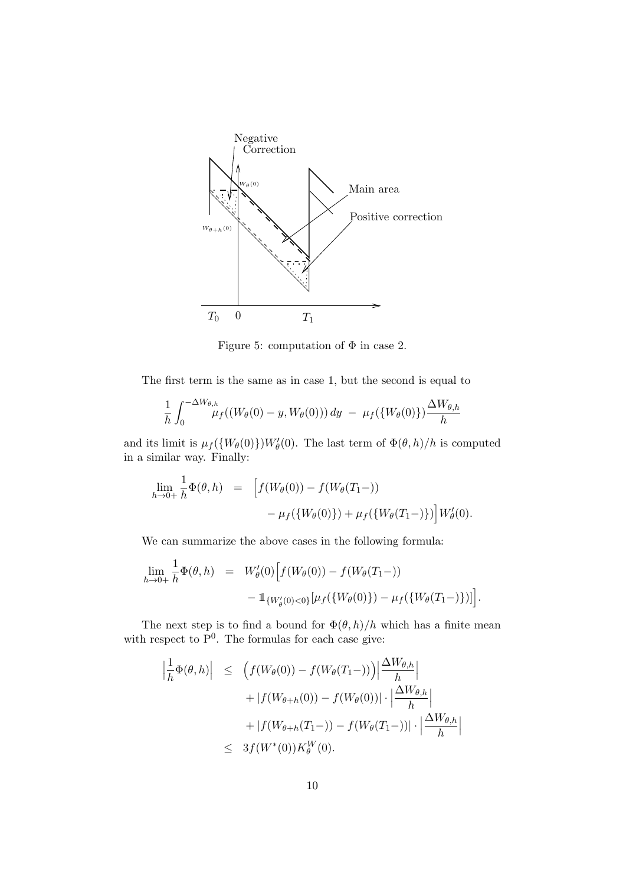Figure 5: computation of $\Phi$ in case 2.

The first term is the same as in case 1, but the second is equal to

$$\frac{1}{h}\int_0^{-\Delta W_{\theta,h}} \mu_f((W_\theta(0)-y, W_\theta(0)))\,dy \;-\; \mu_f(\{W_\theta(0)\})\frac{\Delta W_{\theta,h}}{h}$$

and its limit is $\mu_f(\{W_\theta(0)\})W'_\theta(0)$. The last term of $\Phi(\theta,h)/h$ is computed in a similar way. Finally:

$$\begin{aligned}\lim_{h\to 0+}\frac{1}{h}\Phi(\theta,h) &= \Big[f(W_\theta(0)) - f(W_\theta(T_1-)) \\ &\qquad - \mu_f(\{W_\theta(0)\}) + \mu_f(\{W_\theta(T_1-)\})\Big]W'_\theta(0).\end{aligned}$$

We can summarize the above cases in the following formula:

$$\begin{aligned}\lim_{h\to 0+}\frac{1}{h}\Phi(\theta,h) &= W'_\theta(0)\Big[f(W_\theta(0)) - f(W_\theta(T_1-)) \\ &\qquad - \mathbb{1}_{\{W'_\theta(0)<0\}}[\mu_f(\{W_\theta(0)\}) - \mu_f(\{W_\theta(T_1-)\})]\Big].\end{aligned}$$

The next step is to find a bound for $\Phi(\theta,h)/h$ which has a finite mean with respect to $\mathrm{P}^0$. The formulas for each case give:

$$\begin{aligned}\Big|\frac{1}{h}\Phi(\theta,h)\Big| &\le \Big(f(W_\theta(0)) - f(W_\theta(T_1-))\Big)\Big|\frac{\Delta W_{\theta,h}}{h}\Big| \\ &\quad + |f(W_{\theta+h}(0)) - f(W_\theta(0))|\cdot\Big|\frac{\Delta W_{\theta,h}}{h}\Big| \\ &\quad + |f(W_{\theta+h}(T_1-)) - f(W_\theta(T_1-))|\cdot\Big|\frac{\Delta W_{\theta,h}}{h}\Big| \\ &\le 3f(W^*(0))K_\theta^W(0).\end{aligned}$$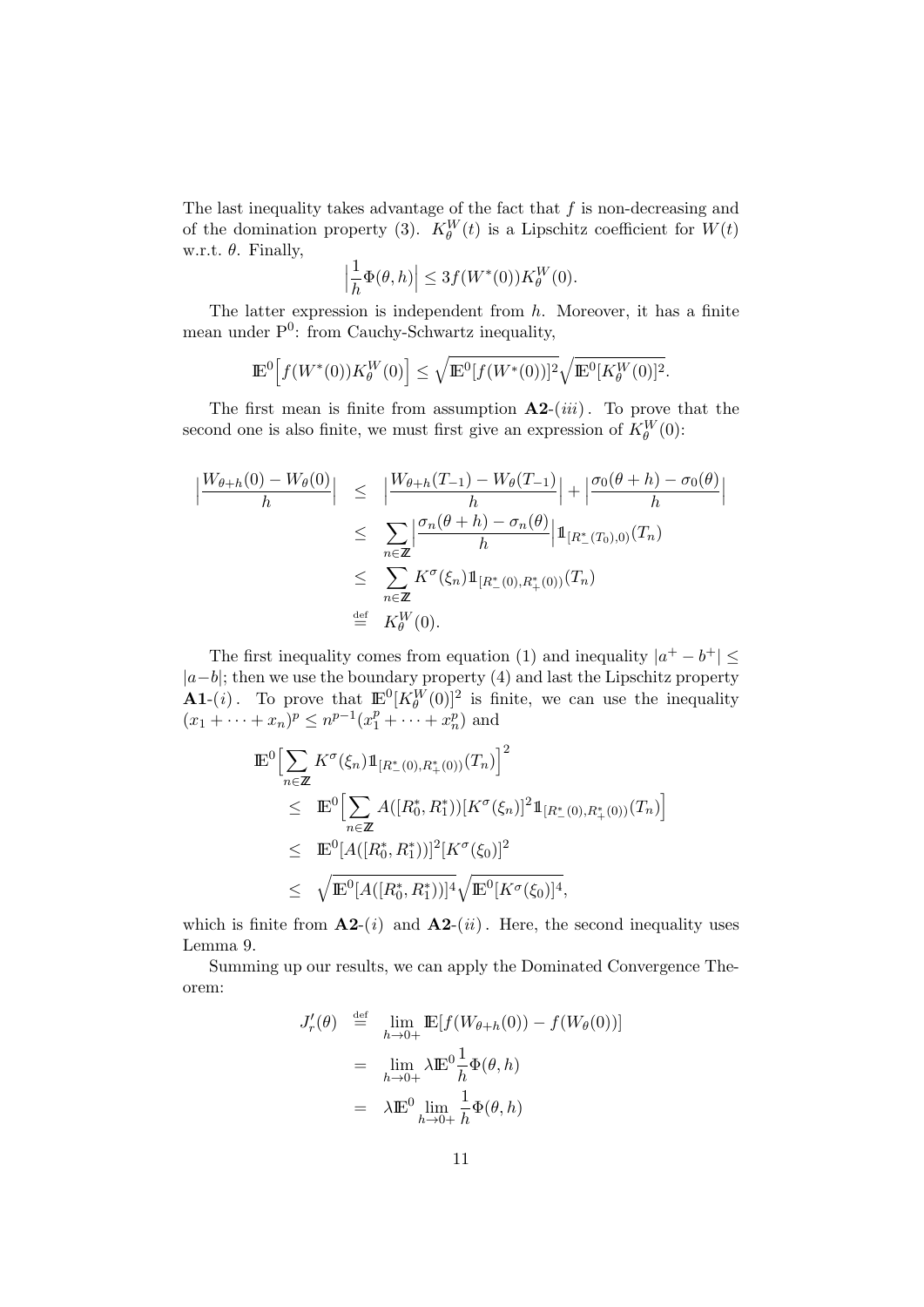The last inequality takes advantage of the fact that $f$ is non-decreasing and of the domination property (3). $K_\theta^W(t)$ is a Lipschitz coefficient for $W(t)$ w.r.t. $\theta$. Finally,

$$\Big|\frac{1}{h}\Phi(\theta,h)\Big| \leq 3f(W^*(0))K_\theta^W(0).$$

The latter expression is independent from $h$. Moreover, it has a finite mean under $\mathrm{P}^0$: from Cauchy-Schwartz inequality,

$$\mathbb{E}^0\Big[f(W^*(0))K_\theta^W(0)\Big] \leq \sqrt{\mathbb{E}^0[f(W^*(0))]^2}\sqrt{\mathbb{E}^0[K_\theta^W(0)]^2}.$$

The first mean is finite from assumption **A2**-$(iii)$. To prove that the second one is also finite, we must first give an expression of $K_\theta^W(0)$:

$$\begin{aligned}
\Big|\frac{W_{\theta+h}(0)-W_\theta(0)}{h}\Big| &\leq \Big|\frac{W_{\theta+h}(T_{-1})-W_\theta(T_{-1})}{h}\Big| + \Big|\frac{\sigma_0(\theta+h)-\sigma_0(\theta)}{h}\Big| \\
&\leq \sum_{n\in\mathbb{Z}}\Big|\frac{\sigma_n(\theta+h)-\sigma_n(\theta)}{h}\Big|\mathbb{1}_{[R^*_-(T_0),0)}(T_n) \\
&\leq \sum_{n\in\mathbb{Z}} K^\sigma(\xi_n)\mathbb{1}_{[R^*_-(0),R^*_+(0))}(T_n) \\
&\stackrel{\text{def}}{=} K_\theta^W(0).
\end{aligned}$$

The first inequality comes from equation (1) and inequality $|a^+ - b^+| \leq |a-b|$; then we use the boundary property (4) and last the Lipschitz property **A1**-$(i)$. To prove that $\mathbb{E}^0[K_\theta^W(0)]^2$ is finite, we can use the inequality $(x_1+\cdots+x_n)^p \leq n^{p-1}(x_1^p+\cdots+x_n^p)$ and

$$\begin{aligned}
&\mathbb{E}^0\Big[\sum_{n\in\mathbb{Z}} K^\sigma(\xi_n)\mathbb{1}_{[R^*_-(0),R^*_+(0))}(T_n)\Big]^2 \\
&\leq \mathbb{E}^0\Big[\sum_{n\in\mathbb{Z}} A([R_0^*,R_1^*))[K^\sigma(\xi_n)]^2\mathbb{1}_{[R^*_-(0),R^*_+(0))}(T_n)\Big] \\
&\leq \mathbb{E}^0[A([R_0^*,R_1^*))]^2[K^\sigma(\xi_0)]^2 \\
&\leq \sqrt{\mathbb{E}^0[A([R_0^*,R_1^*))]^4}\sqrt{\mathbb{E}^0[K^\sigma(\xi_0)]^4},
\end{aligned}$$

which is finite from **A2**-$(i)$ and **A2**-$(ii)$. Here, the second inequality uses Lemma 9.

Summing up our results, we can apply the Dominated Convergence Theorem:

$$\begin{aligned}
J_r'(\theta) &\stackrel{\text{def}}{=} \lim_{h\to 0+}\mathbb{E}[f(W_{\theta+h}(0)) - f(W_\theta(0))] \\
&= \lim_{h\to 0+}\lambda\mathbb{E}^0\frac{1}{h}\Phi(\theta,h) \\
&= \lambda\mathbb{E}^0\lim_{h\to 0+}\frac{1}{h}\Phi(\theta,h)
\end{aligned}$$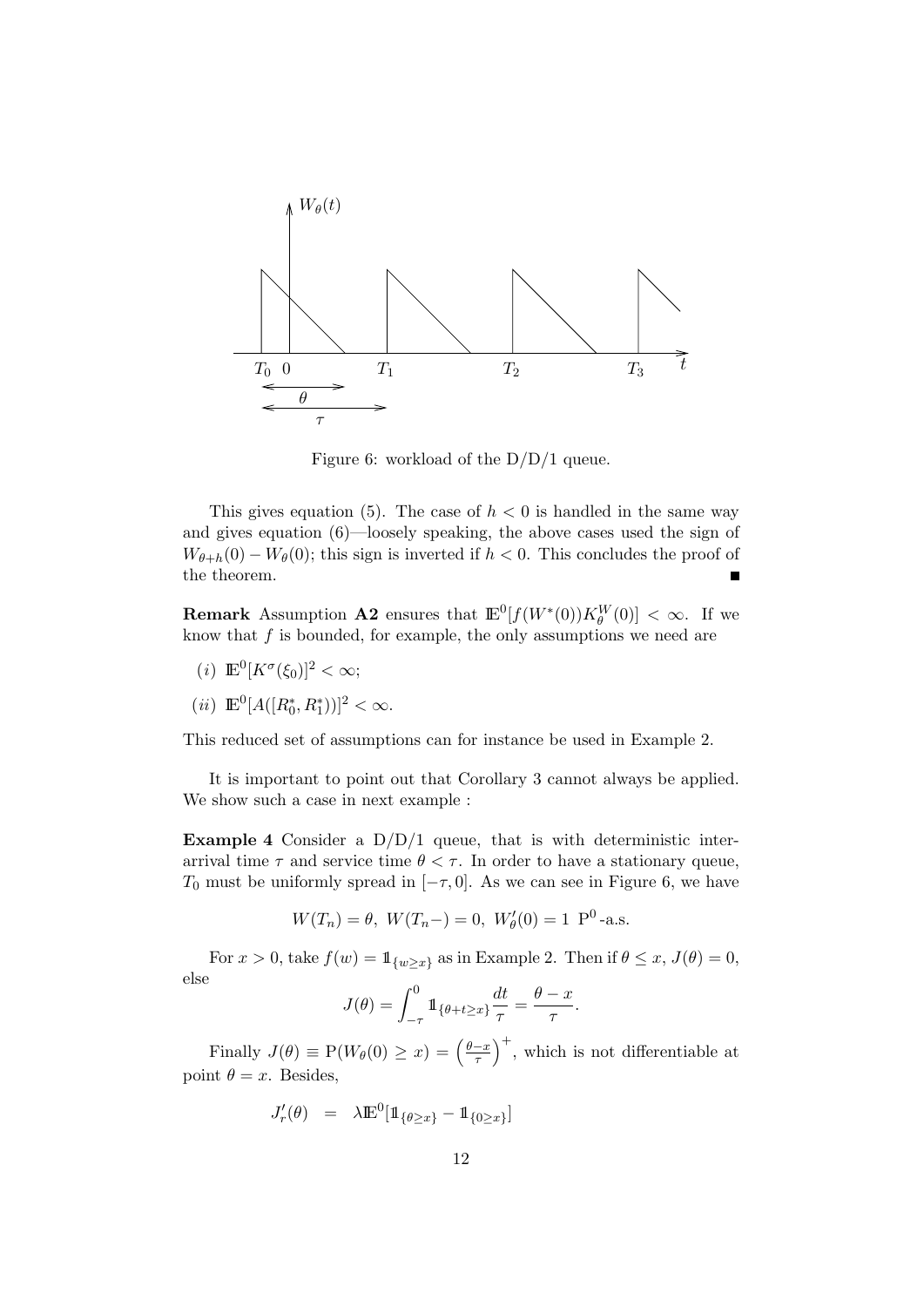Figure 6: workload of the D/D/1 queue.

This gives equation (5). The case of $h < 0$ is handled in the same way and gives equation (6)—loosely speaking, the above cases used the sign of $W_{\theta+h}(0) - W_\theta(0)$; this sign is inverted if $h < 0$. This concludes the proof of the theorem. ■

**Remark** Assumption **A2** ensures that $\mathbb{E}^0[f(W^*(0))K^W_\theta(0)] < \infty$. If we know that $f$ is bounded, for example, the only assumptions we need are

$(i)$ $\mathbb{E}^0[K^\sigma(\xi_0)]^2 < \infty$;

$(ii)$ $\mathbb{E}^0[A([R^*_0, R^*_1))]^2 < \infty$.

This reduced set of assumptions can for instance be used in Example 2.

It is important to point out that Corollary 3 cannot always be applied. We show such a case in next example :

**Example 4** Consider a D/D/1 queue, that is with deterministic inter-arrival time $\tau$ and service time $\theta < \tau$. In order to have a stationary queue, $T_0$ must be uniformly spread in $[-\tau, 0]$. As we can see in Figure 6, we have

$$W(T_n) = \theta,\ W(T_n-) = 0,\ W'_\theta(0) = 1 \ \mathrm{P}^0\text{-a.s.}$$

For $x > 0$, take $f(w) = \mathbb{1}_{\{w \geq x\}}$ as in Example 2. Then if $\theta \leq x$, $J(\theta) = 0$, else

$$J(\theta) = \int_{-\tau}^{0} \mathbb{1}_{\{\theta + t \geq x\}} \frac{dt}{\tau} = \frac{\theta - x}{\tau}.$$

Finally $J(\theta) \equiv \mathrm{P}(W_\theta(0) \geq x) = \left(\frac{\theta - x}{\tau}\right)^+$, which is not differentiable at point $\theta = x$. Besides,

$$J'_r(\theta) \quad = \quad \lambda \mathbb{E}^0[\mathbb{1}_{\{\theta \geq x\}} - \mathbb{1}_{\{0 \geq x\}}]$$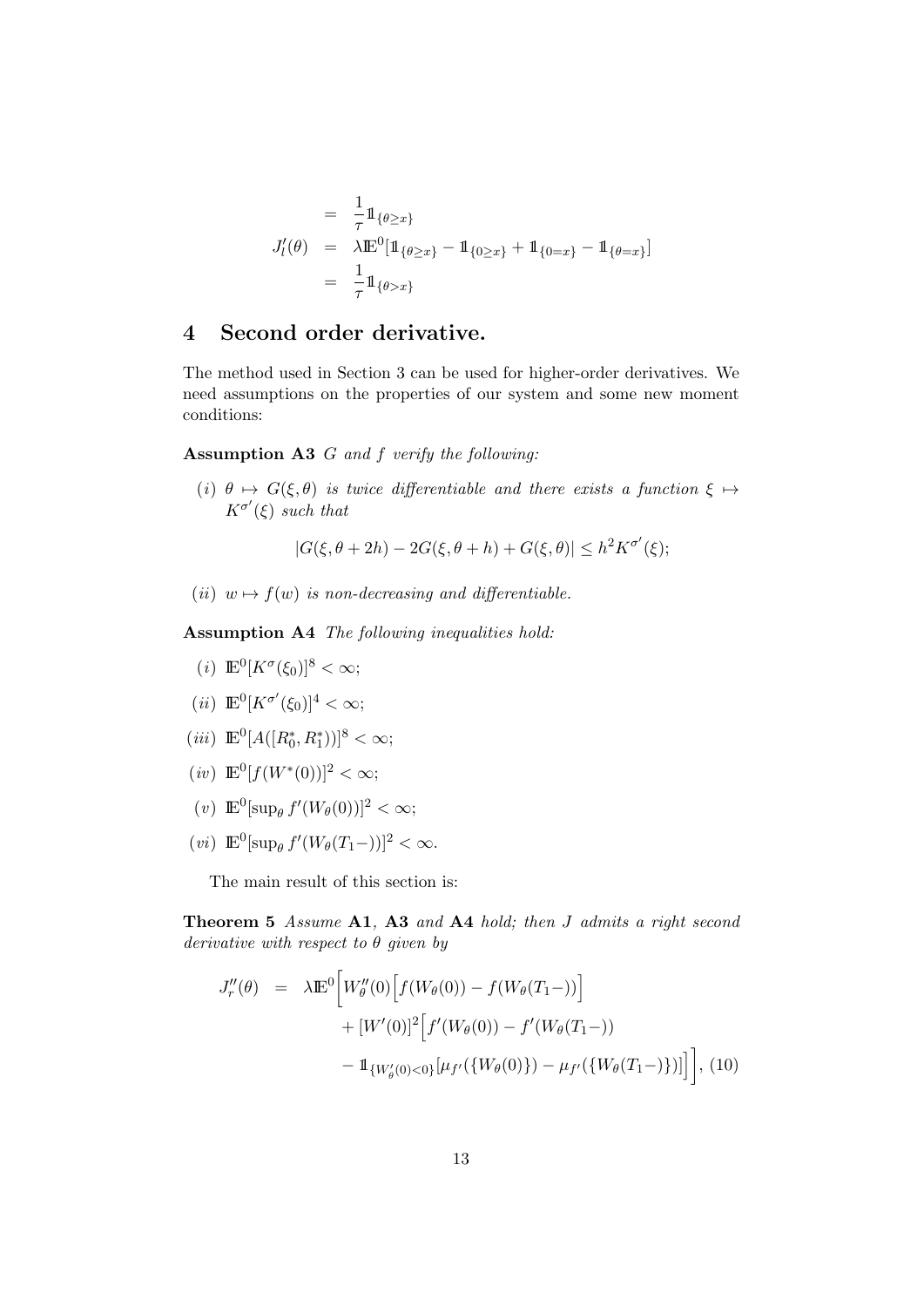$$
\begin{aligned}
&= \frac{1}{\tau}\mathbb{1}_{\{\theta \geq x\}} \\
J_l'(\theta) &= \lambda \mathbb{E}^0[\mathbb{1}_{\{\theta \geq x\}} - \mathbb{1}_{\{0 \geq x\}} + \mathbb{1}_{\{0=x\}} - \mathbb{1}_{\{\theta=x\}}] \\
&= \frac{1}{\tau}\mathbb{1}_{\{\theta > x\}}
\end{aligned}
$$

# 4 Second order derivative.

The method used in Section 3 can be used for higher-order derivatives. We need assumptions on the properties of our system and some new moment conditions:

**Assumption A3** *$G$ and $f$ verify the following:*

*(i) $\theta \mapsto G(\xi, \theta)$ is twice differentiable and there exists a function $\xi \mapsto K^{\sigma'}(\xi)$ such that*

$$
|G(\xi, \theta + 2h) - 2G(\xi, \theta + h) + G(\xi, \theta)| \leq h^2 K^{\sigma'}(\xi);
$$

*(ii) $w \mapsto f(w)$ is non-decreasing and differentiable.*

**Assumption A4** *The following inequalities hold:*

*(i)* $\mathbb{E}^0[K^{\sigma}(\xi_0)]^8 < \infty$;

*(ii)* $\mathbb{E}^0[K^{\sigma'}(\xi_0)]^4 < \infty$;

*(iii)* $\mathbb{E}^0[A([R_0^*, R_1^*))]^8 < \infty$;

*(iv)* $\mathbb{E}^0[f(W^*(0))]^2 < \infty$;

*(v)* $\mathbb{E}^0[\sup_\theta f'(W_\theta(0))]^2 < \infty$;

*(vi)* $\mathbb{E}^0[\sup_\theta f'(W_\theta(T_1-))]^2 < \infty$.

The main result of this section is:

**Theorem 5** *Assume* **A1**, **A3** *and* **A4** *hold; then $J$ admits a right second derivative with respect to $\theta$ given by*

$$
\begin{aligned}
J_r''(\theta) \;=\; \lambda \mathbb{E}^0\Big[ & W_\theta''(0)\Big[f(W_\theta(0)) - f(W_\theta(T_1-))\Big] \\
& + [W'(0)]^2\Big[f'(W_\theta(0)) - f'(W_\theta(T_1-)) \\
& - \mathbb{1}_{\{W_\theta'(0)<0\}}[\mu_{f'}(\{W_\theta(0)\}) - \mu_{f'}(\{W_\theta(T_1-)\})]\Big]\Big], \quad (10)
\end{aligned}
$$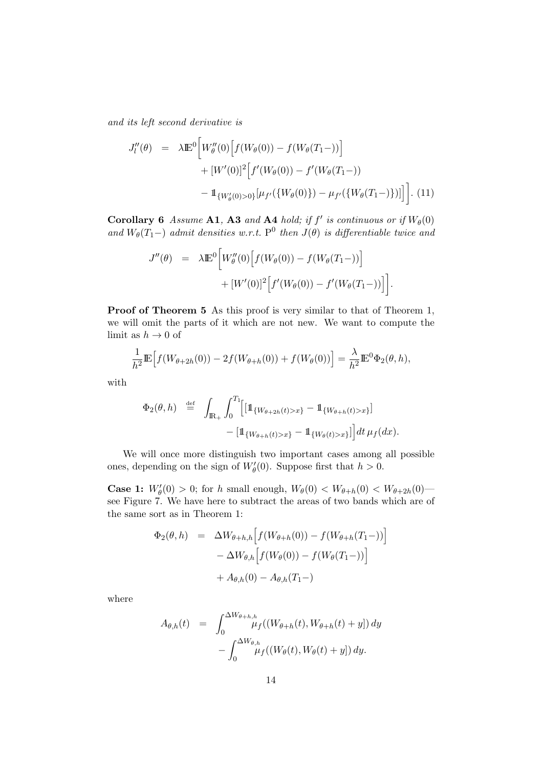*and its left second derivative is*

$$
\begin{aligned}
J_l''(\theta) &= \lambda \mathbb{E}^0\Big[W_\theta''(0)\Big[f(W_\theta(0)) - f(W_\theta(T_1-))\Big] \\
&\quad + [W'(0)]^2\Big[f'(W_\theta(0)) - f'(W_\theta(T_1-)) \\
&\quad - \mathbb{1}_{\{W_\theta'(0)>0\}}[\mu_{f'}(\{W_\theta(0)\}) - \mu_{f'}(\{W_\theta(T_1-)\})]\Big]\Big]. \quad (11)
\end{aligned}
$$

**Corollary 6** *Assume* **A1**, **A3** *and* **A4** *hold; if $f'$ is continuous or if $W_\theta(0)$ and $W_\theta(T_1-)$ admit densities w.r.t. $\mathrm{P}^0$ then $J(\theta)$ is differentiable twice and*

$$
\begin{aligned}
J''(\theta) &= \lambda \mathbb{E}^0\Big[W_\theta''(0)\Big[f(W_\theta(0)) - f(W_\theta(T_1-))\Big] \\
&\quad + [W'(0)]^2\Big[f'(W_\theta(0)) - f'(W_\theta(T_1-))\Big]\Big].
\end{aligned}
$$

**Proof of Theorem 5** As this proof is very similar to that of Theorem 1, we will omit the parts of it which are not new. We want to compute the limit as $h \to 0$ of

$$
\frac{1}{h^2}\mathbb{E}\Big[f(W_{\theta+2h}(0)) - 2f(W_{\theta+h}(0)) + f(W_\theta(0))\Big] = \frac{\lambda}{h^2}\mathbb{E}^0\Phi_2(\theta, h),
$$

with

$$
\begin{aligned}
\Phi_2(\theta, h) &\stackrel{\text{def}}{=} \int_{\mathbb{R}_+}\int_0^{T_1}\Big[\big[\mathbb{1}_{\{W_{\theta+2h}(t)>x\}} - \mathbb{1}_{\{W_{\theta+h}(t)>x\}}\big] \\
&\quad - \big[\mathbb{1}_{\{W_{\theta+h}(t)>x\}} - \mathbb{1}_{\{W_\theta(t)>x\}}\big]\Big]dt\,\mu_f(dx).
\end{aligned}
$$

We will once more distinguish two important cases among all possible ones, depending on the sign of $W_\theta'(0)$. Suppose first that $h > 0$.

**Case 1:** $W_\theta'(0) > 0$; for $h$ small enough, $W_\theta(0) < W_{\theta+h}(0) < W_{\theta+2h}(0)$—see Figure 7. We have here to subtract the areas of two bands which are of the same sort as in Theorem 1:

$$
\begin{aligned}
\Phi_2(\theta, h) &= \Delta W_{\theta+h,h}\Big[f(W_{\theta+h}(0)) - f(W_{\theta+h}(T_1-))\Big] \\
&\quad - \Delta W_{\theta,h}\Big[f(W_\theta(0)) - f(W_\theta(T_1-))\Big] \\
&\quad + A_{\theta,h}(0) - A_{\theta,h}(T_1-)
\end{aligned}
$$

where

$$
\begin{aligned}
A_{\theta,h}(t) &= \int_0^{\Delta W_{\theta+h,h}}\mu_f((W_{\theta+h}(t), W_{\theta+h}(t)+y])\,dy \\
&\quad - \int_0^{\Delta W_{\theta,h}}\mu_f((W_\theta(t), W_\theta(t)+y])\,dy.
\end{aligned}
$$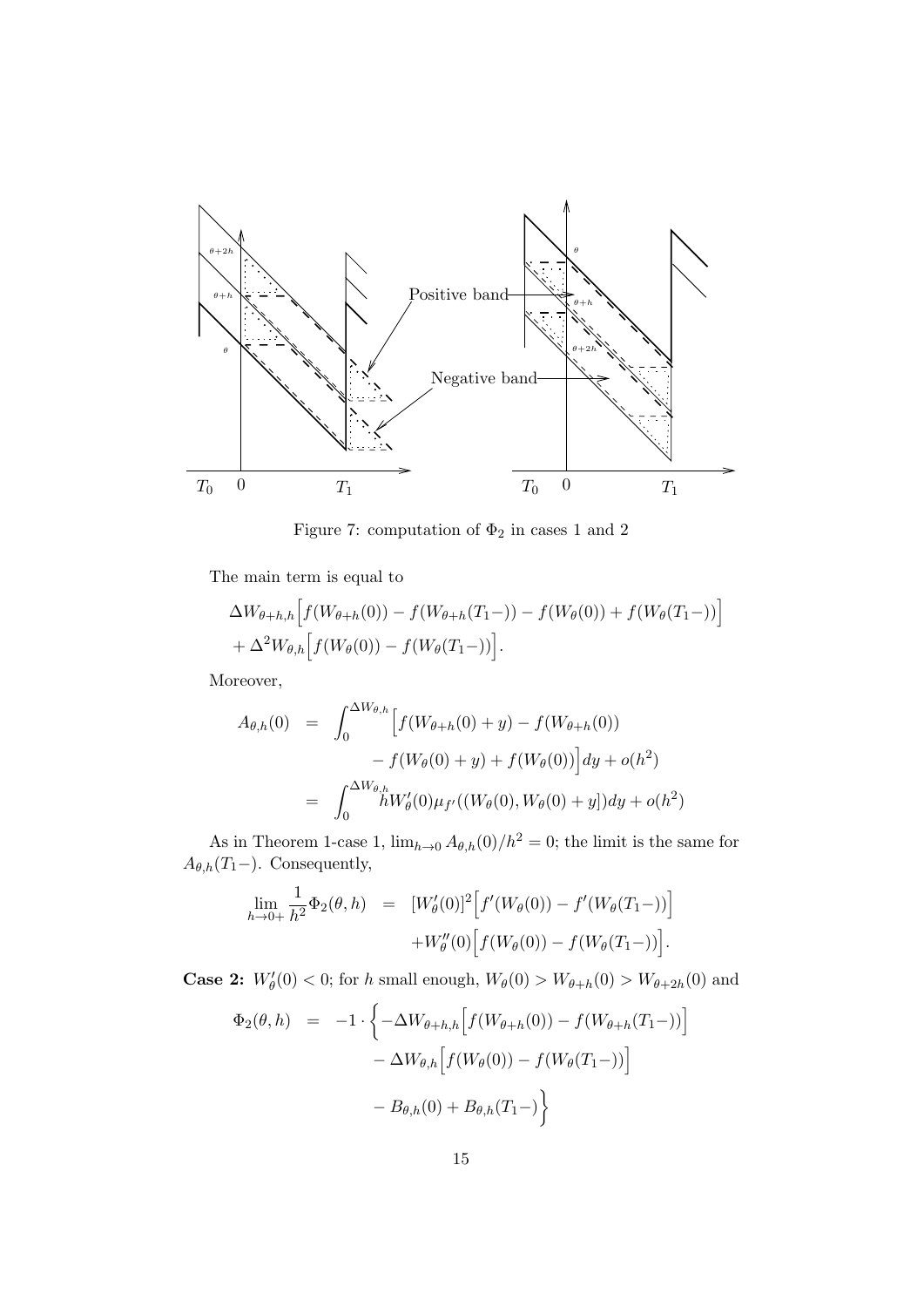Figure 7: computation of $\Phi_2$ in cases 1 and 2

The main term is equal to

$$\Delta W_{\theta+h,h}\Big[f(W_{\theta+h}(0)) - f(W_{\theta+h}(T_1-)) - f(W_\theta(0)) + f(W_\theta(T_1-))\Big]$$
$$+ \Delta^2 W_{\theta,h}\Big[f(W_\theta(0)) - f(W_\theta(T_1-))\Big].$$

Moreover,

$$\begin{aligned} A_{\theta,h}(0) &= \int_0^{\Delta W_{\theta,h}} \Big[f(W_{\theta+h}(0)+y) - f(W_{\theta+h}(0)) \\ &\qquad - f(W_\theta(0)+y) + f(W_\theta(0))\Big]dy + o(h^2) \\ &= \int_0^{\Delta W_{\theta,h}} hW'_\theta(0)\mu_{f'}((W_\theta(0), W_\theta(0)+y])dy + o(h^2) \end{aligned}$$

As in Theorem 1-case 1, $\lim_{h\to 0} A_{\theta,h}(0)/h^2 = 0$; the limit is the same for $A_{\theta,h}(T_1-)$. Consequently,

$$\begin{aligned} \lim_{h\to 0+} \frac{1}{h^2}\Phi_2(\theta,h) &= [W'_\theta(0)]^2\Big[f'(W_\theta(0)) - f'(W_\theta(T_1-))\Big] \\ &\quad + W''_\theta(0)\Big[f(W_\theta(0)) - f(W_\theta(T_1-))\Big]. \end{aligned}$$

**Case 2:** $W'_\theta(0) < 0$; for $h$ small enough, $W_\theta(0) > W_{\theta+h}(0) > W_{\theta+2h}(0)$ and

$$\begin{aligned} \Phi_2(\theta,h) &= -1\cdot\Big\{-\Delta W_{\theta+h,h}\Big[f(W_{\theta+h}(0)) - f(W_{\theta+h}(T_1-))\Big] \\ &\qquad - \Delta W_{\theta,h}\Big[f(W_\theta(0)) - f(W_\theta(T_1-))\Big] \\ &\qquad - B_{\theta,h}(0) + B_{\theta,h}(T_1-)\Big\} \end{aligned}$$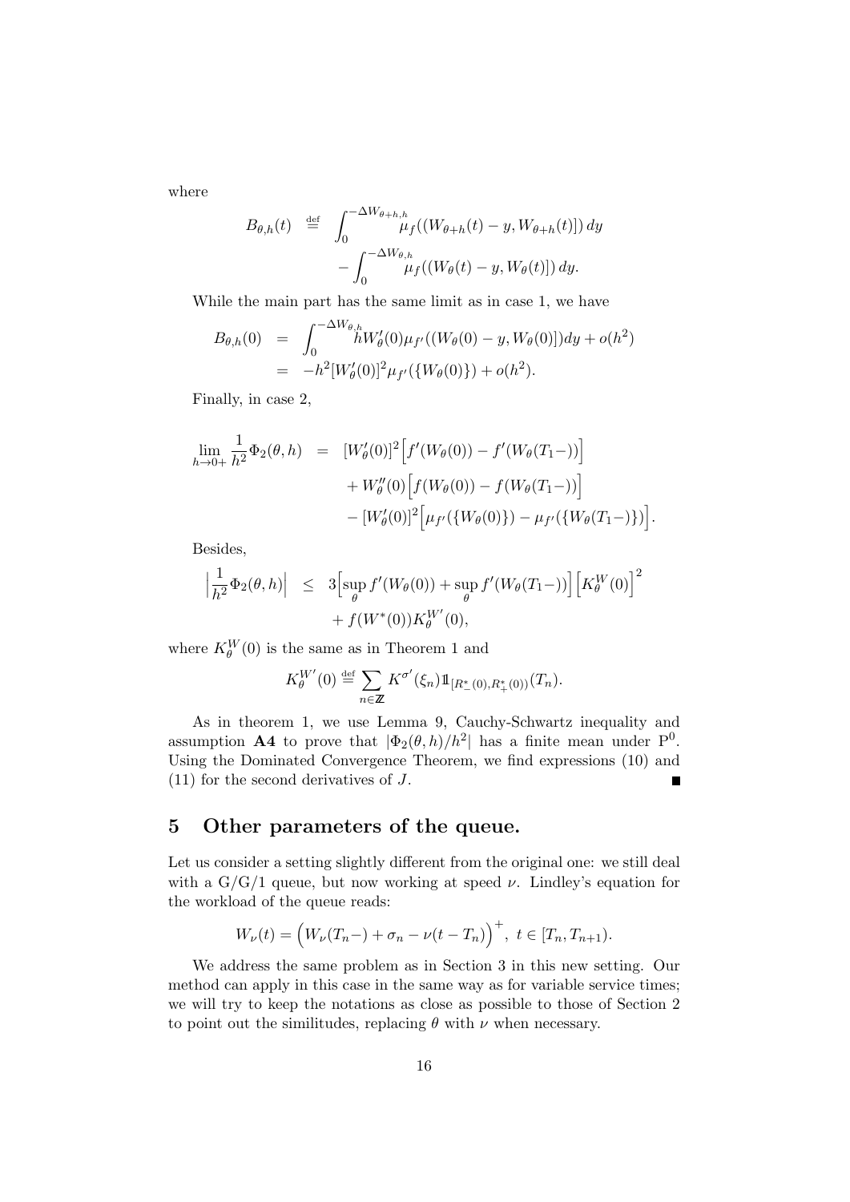where

$$
\begin{aligned}
B_{\theta,h}(t) \;&\stackrel{\text{def}}{=}\; \int_0^{-\Delta W_{\theta+h,h}} \mu_f((W_{\theta+h}(t)-y, W_{\theta+h}(t)])\,dy \\
&\quad - \int_0^{-\Delta W_{\theta,h}} \mu_f((W_\theta(t)-y, W_\theta(t)])\,dy.
\end{aligned}
$$

While the main part has the same limit as in case 1, we have

$$
\begin{aligned}
B_{\theta,h}(0) &= \int_0^{-\Delta W_{\theta,h}} h W_\theta'(0)\mu_{f'}((W_\theta(0)-y, W_\theta(0)])dy + o(h^2) \\
&= -h^2[W_\theta'(0)]^2 \mu_{f'}(\{W_\theta(0)\}) + o(h^2).
\end{aligned}
$$

Finally, in case 2,

$$
\begin{aligned}
\lim_{h\to 0+} \frac{1}{h^2}\Phi_2(\theta,h) &= [W_\theta'(0)]^2\Big[f'(W_\theta(0)) - f'(W_\theta(T_1-))\Big] \\
&\quad + W_\theta''(0)\Big[f(W_\theta(0)) - f(W_\theta(T_1-))\Big] \\
&\quad - [W_\theta'(0)]^2\Big[\mu_{f'}(\{W_\theta(0)\}) - \mu_{f'}(\{W_\theta(T_1-)\})\Big].
\end{aligned}
$$

Besides,

$$
\begin{aligned}
\Big|\frac{1}{h^2}\Phi_2(\theta,h)\Big| &\leq 3\Big[\sup_\theta f'(W_\theta(0)) + \sup_\theta f'(W_\theta(T_1-))\Big]\Big[K_\theta^W(0)\Big]^2 \\
&\quad + f(W^*(0))K_\theta^{W'}(0),
\end{aligned}
$$

where $K_\theta^W(0)$ is the same as in Theorem 1 and

$$
K_\theta^{W'}(0) \stackrel{\text{def}}{=} \sum_{n\in\mathbb{Z}} K^{\sigma'}(\xi_n)\mathbb{1}_{[R_-^*(0),R_+^*(0))}(T_n).
$$

As in theorem 1, we use Lemma 9, Cauchy-Schwartz inequality and assumption **A4** to prove that $|\Phi_2(\theta,h)/h^2|$ has a finite mean under $\mathrm{P}^0$. Using the Dominated Convergence Theorem, we find expressions (10) and (11) for the second derivatives of $J$. ■

## 5 Other parameters of the queue.

Let us consider a setting slightly different from the original one: we still deal with a G/G/1 queue, but now working at speed $\nu$. Lindley's equation for the workload of the queue reads:

$$
W_\nu(t) = \Big(W_\nu(T_n-) + \sigma_n - \nu(t-T_n)\Big)^+,\ t\in[T_n,T_{n+1}).
$$

We address the same problem as in Section 3 in this new setting. Our method can apply in this case in the same way as for variable service times; we will try to keep the notations as close as possible to those of Section 2 to point out the similitudes, replacing $\theta$ with $\nu$ when necessary.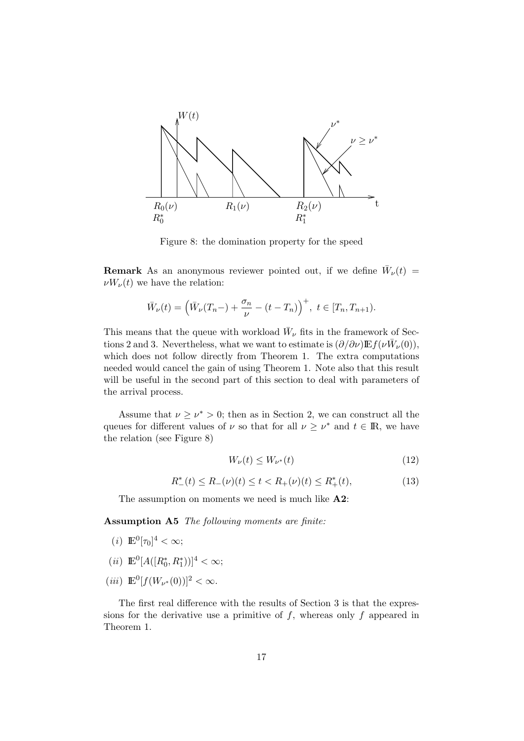Figure 8: the domination property for the speed

**Remark** As an anonymous reviewer pointed out, if we define $\bar{W}_\nu(t) = \nu W_\nu(t)$ we have the relation:

$$\bar{W}_\nu(t) = \left(\bar{W}_\nu(T_n-) + \frac{\sigma_n}{\nu} - (t - T_n)\right)^+,\ t \in [T_n, T_{n+1}).$$

This means that the queue with workload $\bar{W}_\nu$ fits in the framework of Sections 2 and 3. Nevertheless, what we want to estimate is $(\partial/\partial\nu)\mathbb{E}f(\nu\bar{W}_\nu(0))$, which does not follow directly from Theorem 1. The extra computations needed would cancel the gain of using Theorem 1. Note also that this result will be useful in the second part of this section to deal with parameters of the arrival process.

Assume that $\nu \geq \nu^* > 0$; then as in Section 2, we can construct all the queues for different values of $\nu$ so that for all $\nu \geq \nu^*$ and $t \in \mathbb{R}$, we have the relation (see Figure 8)

$$W_\nu(t) \leq W_{\nu^*}(t) \tag{12}$$

$$R_-^*(t) \leq R_-(\nu)(t) \leq t < R_+(\nu)(t) \leq R_+^*(t), \tag{13}$$

The assumption on moments we need is much like **A2**:

**Assumption A5** *The following moments are finite:*

- $(i)$ $\mathbb{E}^0[\tau_0]^4 < \infty$;
- $(ii)$ $\mathbb{E}^0[A([R_0^*, R_1^*))]^4 < \infty$;
- $(iii)$ $\mathbb{E}^0[f(W_{\nu^*}(0))]^2 < \infty$.

The first real difference with the results of Section 3 is that the expressions for the derivative use a primitive of $f$, whereas only $f$ appeared in Theorem 1.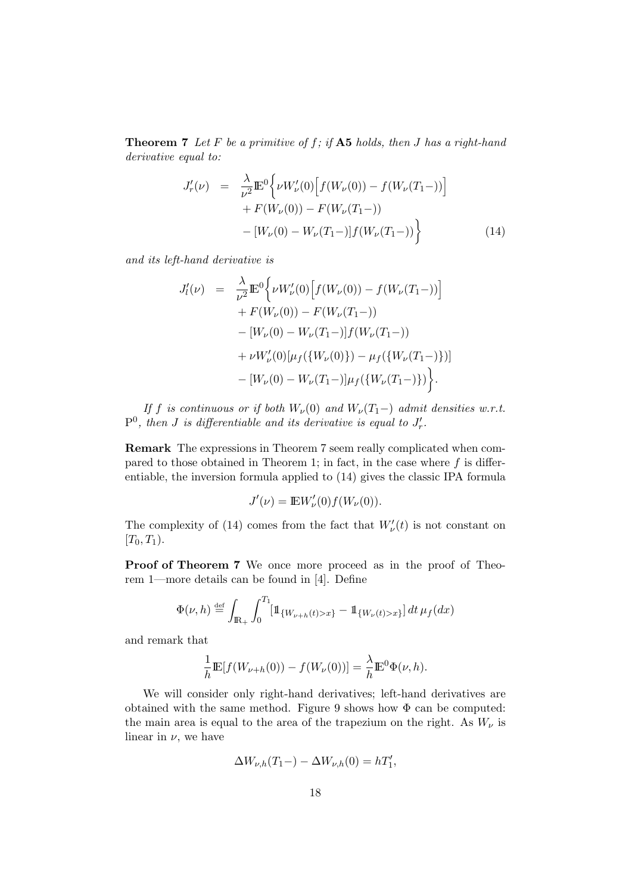**Theorem 7** *Let $F$ be a primitive of $f$; if* **A5** *holds, then $J$ has a right-hand derivative equal to:*

$$
\begin{aligned}
J'_r(\nu) \;&=\; \frac{\lambda}{\nu^2}\mathbb{E}^0\Big\{\nu W'_\nu(0)\Big[f(W_\nu(0)) - f(W_\nu(T_1-))\Big] \\
&\quad + F(W_\nu(0)) - F(W_\nu(T_1-)) \\
&\quad - [W_\nu(0) - W_\nu(T_1-)]f(W_\nu(T_1-))\Big\} \qquad (14)
\end{aligned}
$$

*and its left-hand derivative is*

$$
\begin{aligned}
J'_l(\nu) \;&=\; \frac{\lambda}{\nu^2}\mathbb{E}^0\Big\{\nu W'_\nu(0)\Big[f(W_\nu(0)) - f(W_\nu(T_1-))\Big] \\
&\quad + F(W_\nu(0)) - F(W_\nu(T_1-)) \\
&\quad - [W_\nu(0) - W_\nu(T_1-)]f(W_\nu(T_1-)) \\
&\quad + \nu W'_\nu(0)[\mu_f(\{W_\nu(0)\}) - \mu_f(\{W_\nu(T_1-)\})] \\
&\quad - [W_\nu(0) - W_\nu(T_1-)]\mu_f(\{W_\nu(T_1-)\})\Big\}.
\end{aligned}
$$

*If $f$ is continuous or if both $W_\nu(0)$ and $W_\nu(T_1-)$ admit densities w.r.t. $\mathrm{P}^0$, then $J$ is differentiable and its derivative is equal to $J'_r$.*

**Remark** The expressions in Theorem 7 seem really complicated when compared to those obtained in Theorem 1; in fact, in the case where $f$ is differentiable, the inversion formula applied to (14) gives the classic IPA formula

$$J'(\nu) = \mathbb{E}W'_\nu(0)f(W_\nu(0)).$$

The complexity of (14) comes from the fact that $W'_\nu(t)$ is not constant on $[T_0, T_1)$.

**Proof of Theorem 7** We once more proceed as in the proof of Theorem 1—more details can be found in [4]. Define

$$\Phi(\nu, h) \stackrel{\text{def}}{=} \int_{\mathbb{R}_+}\int_0^{T_1}[\mathbb{1}_{\{W_{\nu+h}(t)>x\}} - \mathbb{1}_{\{W_\nu(t)>x\}}]\,dt\,\mu_f(dx)$$

and remark that

$$\frac{1}{h}\mathbb{E}[f(W_{\nu+h}(0)) - f(W_\nu(0))] = \frac{\lambda}{h}\mathbb{E}^0\Phi(\nu, h).$$

We will consider only right-hand derivatives; left-hand derivatives are obtained with the same method. Figure 9 shows how $\Phi$ can be computed: the main area is equal to the area of the trapezium on the right. As $W_\nu$ is linear in $\nu$, we have

$$\Delta W_{\nu,h}(T_1-) - \Delta W_{\nu,h}(0) = hT'_1,$$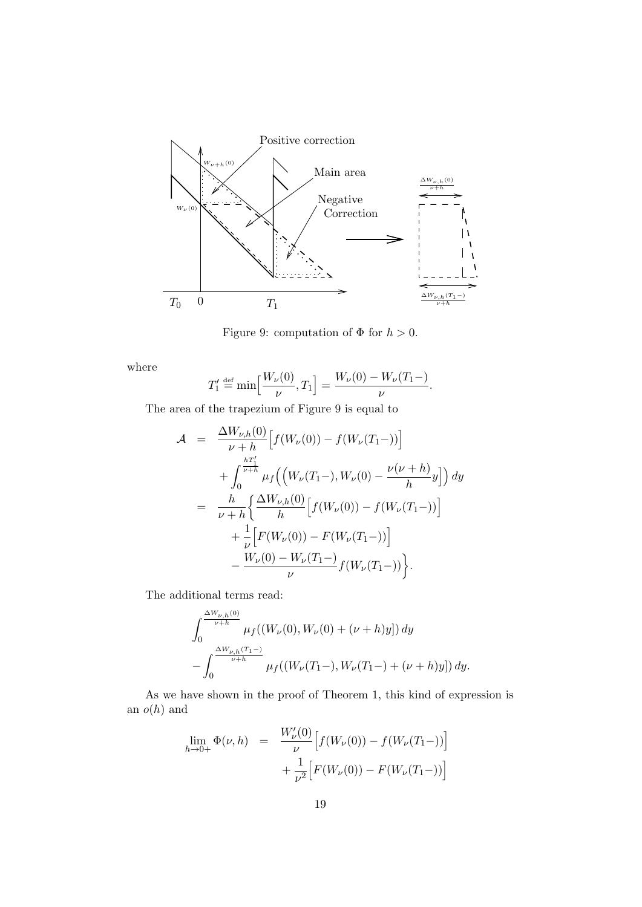Figure 9: computation of $\Phi$ for $h > 0$.

where

$$T_1' \stackrel{\text{def}}{=} \min\Big[\frac{W_\nu(0)}{\nu}, T_1\Big] = \frac{W_\nu(0) - W_\nu(T_1-)}{\nu}.$$

The area of the trapezium of Figure 9 is equal to

$$\begin{aligned}
\mathcal{A} &= \frac{\Delta W_{\nu,h}(0)}{\nu+h}\Big[f(W_\nu(0)) - f(W_\nu(T_1-))\Big] \\
&\quad + \int_0^{\frac{hT_1'}{\nu+h}} \mu_f\Big(\Big(W_\nu(T_1-), W_\nu(0) - \frac{\nu(\nu+h)}{h}y\Big]\Big)\, dy \\
&= \frac{h}{\nu+h}\Big\{\frac{\Delta W_{\nu,h}(0)}{h}\Big[f(W_\nu(0)) - f(W_\nu(T_1-))\Big] \\
&\quad + \frac{1}{\nu}\Big[F(W_\nu(0)) - F(W_\nu(T_1-))\Big] \\
&\quad - \frac{W_\nu(0) - W_\nu(T_1-)}{\nu} f(W_\nu(T_1-))\Big\}.
\end{aligned}$$

The additional terms read:

$$\begin{aligned}
&\int_0^{\frac{\Delta W_{\nu,h}(0)}{\nu+h}} \mu_f((W_\nu(0), W_\nu(0) + (\nu+h)y])\, dy \\
&- \int_0^{\frac{\Delta W_{\nu,h}(T_1-)}{\nu+h}} \mu_f((W_\nu(T_1-), W_\nu(T_1-) + (\nu+h)y])\, dy.
\end{aligned}$$

As we have shown in the proof of Theorem 1, this kind of expression is an $o(h)$ and

$$\begin{aligned}
\lim_{h\to 0+} \Phi(\nu, h) &= \frac{W_\nu'(0)}{\nu}\Big[f(W_\nu(0)) - f(W_\nu(T_1-))\Big] \\
&\quad + \frac{1}{\nu^2}\Big[F(W_\nu(0)) - F(W_\nu(T_1-))\Big]
\end{aligned}$$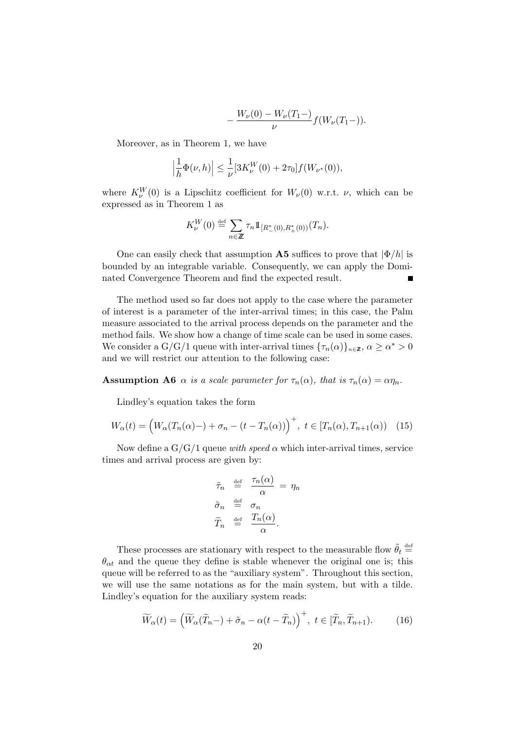$$- \frac{W_\nu(0) - W_\nu(T_1-)}{\nu} f(W_\nu(T_1-)).$$

Moreover, as in Theorem 1, we have

$$\Big| \frac{1}{h} \Phi(\nu, h) \Big| \leq \frac{1}{\nu} [3K_\nu^W(0) + 2\tau_0] f(W_{\nu^*}(0)),$$

where $K_\nu^W(0)$ is a Lipschitz coefficient for $W_\nu(0)$ w.r.t. $\nu$, which can be expressed as in Theorem 1 as

$$K_\nu^W(0) \stackrel{\text{def}}{=} \sum_{n \in \mathbb{Z}} \tau_n \mathbb{1}_{[R_-^*(0), R_+^*(0))}(T_n).$$

One can easily check that assumption **A5** suffices to prove that $|\Phi/h|$ is bounded by an integrable variable. Consequently, we can apply the Dominated Convergence Theorem and find the expected result. ∎

The method used so far does not apply to the case where the parameter of interest is a parameter of the inter-arrival times; in this case, the Palm measure associated to the arrival process depends on the parameter and the method fails. We show how a change of time scale can be used in some cases. We consider a G/G/1 queue with inter-arrival times $\{\tau_n(\alpha)\}_{n \in \mathbb{Z}}$, $\alpha \geq \alpha^* > 0$ and we will restrict our attention to the following case:

**Assumption A6** *$\alpha$ is a scale parameter for $\tau_n(\alpha)$, that is $\tau_n(\alpha) = \alpha \eta_n$.*

Lindley's equation takes the form

$$W_\alpha(t) = \Big( W_\alpha(T_n(\alpha)-) + \sigma_n - (t - T_n(\alpha)) \Big)^+, \ t \in [T_n(\alpha), T_{n+1}(\alpha)) \quad (15)$$

Now define a G/G/1 queue *with speed $\alpha$* which inter-arrival times, service times and arrival process are given by:

$$\begin{aligned} \tilde{\tau}_n &\stackrel{\text{def}}{=} \frac{\tau_n(\alpha)}{\alpha} = \eta_n \\ \tilde{\sigma}_n &\stackrel{\text{def}}{=} \sigma_n \\ \widetilde{T}_n &\stackrel{\text{def}}{=} \frac{T_n(\alpha)}{\alpha}. \end{aligned}$$

These processes are stationary with respect to the measurable flow $\tilde{\theta}_t \stackrel{\text{def}}{=} \theta_{\alpha t}$ and the queue they define is stable whenever the original one is; this queue will be referred to as the "auxiliary system". Throughout this section, we will use the same notations as for the main system, but with a tilde. Lindley's equation for the auxiliary system reads:

$$\widetilde{W}_\alpha(t) = \Big( \widetilde{W}_\alpha(\widetilde{T}_n-) + \tilde{\sigma}_n - \alpha(t - \widetilde{T}_n) \Big)^+, \ t \in [\widetilde{T}_n, \widetilde{T}_{n+1}). \quad (16)$$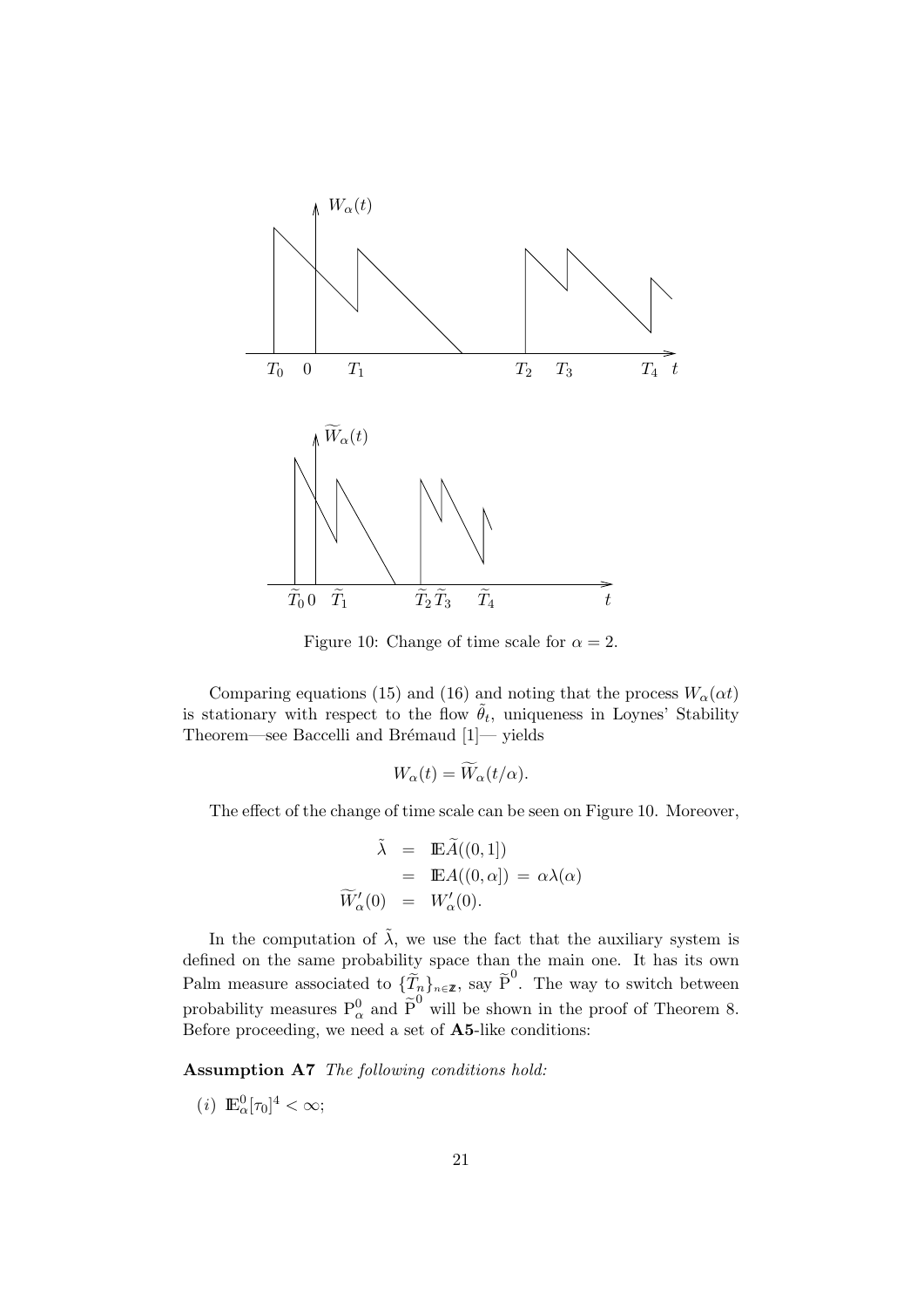Figure 10: Change of time scale for $\alpha = 2$.

Comparing equations (15) and (16) and noting that the process $W_\alpha(\alpha t)$ is stationary with respect to the flow $\tilde{\theta}_t$, uniqueness in Loynes' Stability Theorem—see Baccelli and Brémaud [1]— yields

$$W_\alpha(t) = \widetilde{W}_\alpha(t/\alpha).$$

The effect of the change of time scale can be seen on Figure 10. Moreover,

$$\begin{aligned} \tilde{\lambda} &= \mathbb{E}\widetilde{A}((0,1]) \\ &= \mathbb{E}A((0,\alpha]) \; = \; \alpha\lambda(\alpha) \\ \widetilde{W}'_\alpha(0) &= W'_\alpha(0). \end{aligned}$$

In the computation of $\tilde{\lambda}$, we use the fact that the auxiliary system is defined on the same probability space than the main one. It has its own Palm measure associated to $\{\widetilde{T}_n\}_{n\in\mathbb{Z}}$, say $\widetilde{\mathrm{P}}^0$. The way to switch between probability measures $\mathrm{P}^0_\alpha$ and $\widetilde{\mathrm{P}}^0$ will be shown in the proof of Theorem 8. Before proceeding, we need a set of **A5**-like conditions:

**Assumption A7** *The following conditions hold:*

(*i*) $\mathbb{E}^0_\alpha[\tau_0]^4 < \infty$;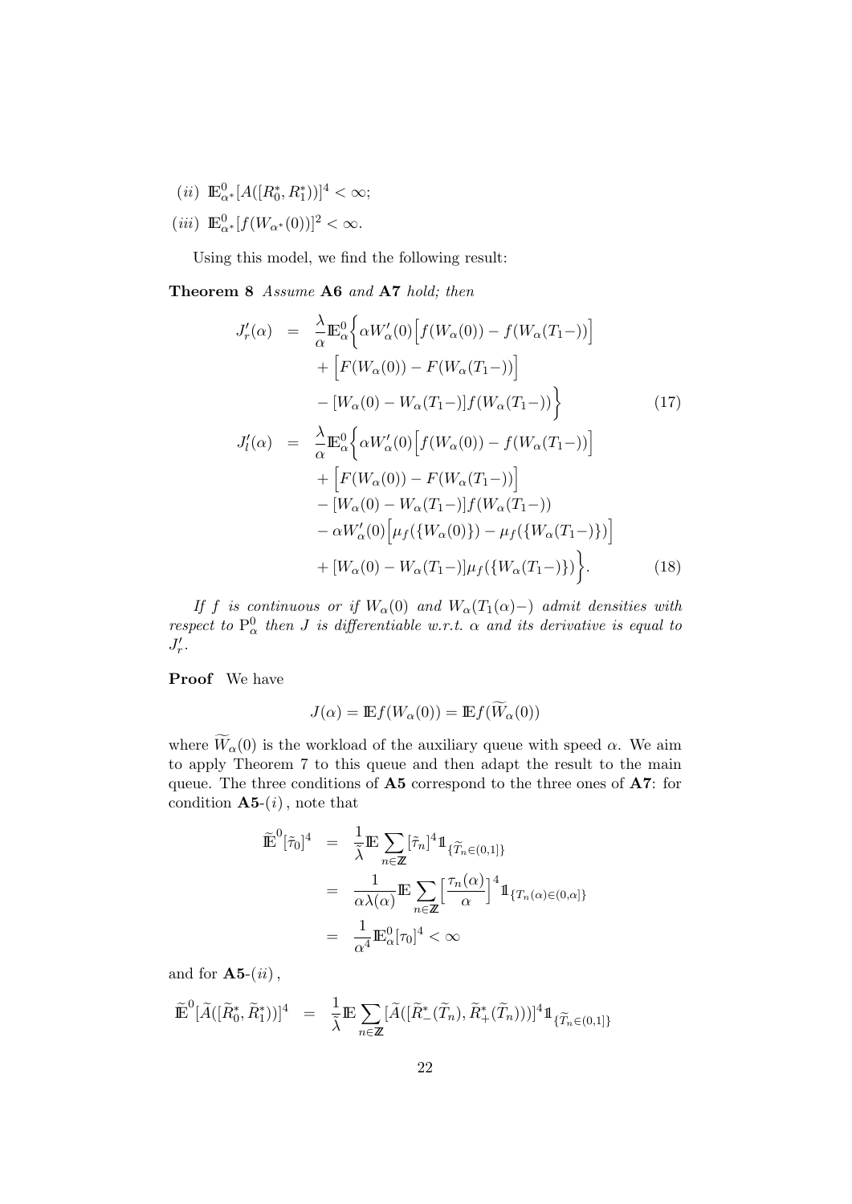(*ii*) $\mathbb{E}^0_{\alpha^*}[A([R^*_0, R^*_1))]^4 < \infty$;

(*iii*) $\mathbb{E}^0_{\alpha^*}[f(W_{\alpha^*}(0))]^2 < \infty$.

Using this model, we find the following result:

**Theorem 8** *Assume* **A6** *and* **A7** *hold; then*

$$
\begin{aligned}
J'_r(\alpha) &= \frac{\lambda}{\alpha}\mathbb{E}^0_\alpha\Big\{\alpha W'_\alpha(0)\Big[f(W_\alpha(0)) - f(W_\alpha(T_1-))\Big] \\
&\quad + \Big[F(W_\alpha(0)) - F(W_\alpha(T_1-))\Big] \\
&\quad - [W_\alpha(0) - W_\alpha(T_1-)]f(W_\alpha(T_1-))\Big\} \qquad (17) \\
J'_l(\alpha) &= \frac{\lambda}{\alpha}\mathbb{E}^0_\alpha\Big\{\alpha W'_\alpha(0)\Big[f(W_\alpha(0)) - f(W_\alpha(T_1-))\Big] \\
&\quad + \Big[F(W_\alpha(0)) - F(W_\alpha(T_1-))\Big] \\
&\quad - [W_\alpha(0) - W_\alpha(T_1-)]f(W_\alpha(T_1-)) \\
&\quad - \alpha W'_\alpha(0)\Big[\mu_f(\{W_\alpha(0)\}) - \mu_f(\{W_\alpha(T_1-)\})\Big] \\
&\quad + [W_\alpha(0) - W_\alpha(T_1-)]\mu_f(\{W_\alpha(T_1-)\})\Big\}. \qquad (18)
\end{aligned}
$$

*If $f$ is continuous or if $W_\alpha(0)$ and $W_\alpha(T_1(\alpha)-)$ admit densities with respect to $\mathrm{P}^0_\alpha$ then $J$ is differentiable w.r.t. $\alpha$ and its derivative is equal to $J'_r$.*

**Proof** We have

$$J(\alpha) = \mathbb{E}f(W_\alpha(0)) = \mathbb{E}f(\widetilde{W}_\alpha(0))$$

where $\widetilde{W}_\alpha(0)$ is the workload of the auxiliary queue with speed $\alpha$. We aim to apply Theorem 7 to this queue and then adapt the result to the main queue. The three conditions of **A5** correspond to the three ones of **A7**: for condition **A5**-$(i)$, note that

$$
\begin{aligned}
\widetilde{\mathbb{E}}^0[\tilde{\tau}_0]^4 &= \frac{1}{\tilde{\lambda}}\mathbb{E}\sum_{n\in\mathbb{Z}}[\tilde{\tau}_n]^4 \mathbb{1}_{\{\widetilde{T}_n\in(0,1]\}} \\
&= \frac{1}{\alpha\lambda(\alpha)}\mathbb{E}\sum_{n\in\mathbb{Z}}\Big[\frac{\tau_n(\alpha)}{\alpha}\Big]^4 \mathbb{1}_{\{T_n(\alpha)\in(0,\alpha]\}} \\
&= \frac{1}{\alpha^4}\mathbb{E}^0_\alpha[\tau_0]^4 < \infty
\end{aligned}
$$

and for **A5**-$(ii)$,

$$
\widetilde{\mathbb{E}}^0[\widetilde{A}([\widetilde{R}^*_0, \widetilde{R}^*_1))]^4 = \frac{1}{\tilde{\lambda}}\mathbb{E}\sum_{n\in\mathbb{Z}}[\widetilde{A}([\widetilde{R}^*_-(\widetilde{T}_n), \widetilde{R}^*_+(\widetilde{T}_n)))]^4 \mathbb{1}_{\{\widetilde{T}_n\in(0,1]\}}
$$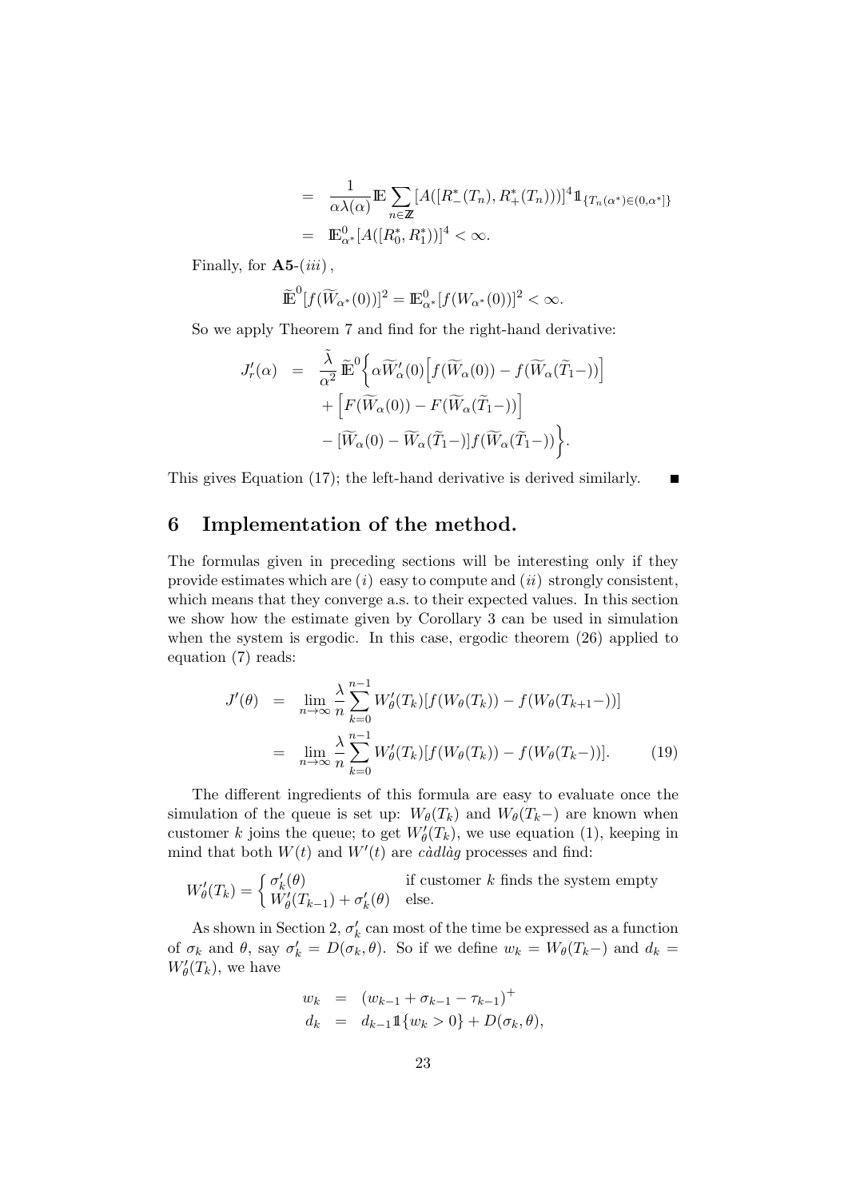$$
\begin{aligned}
&= \frac{1}{\alpha\lambda(\alpha)} \mathbb{E} \sum_{n\in\mathbb{Z}} [A([R_-^*(T_n), R_+^*(T_n)))]^4 \mathbb{1}_{\{T_n(\alpha^*)\in(0,\alpha^*]\}} \\
&= \mathbb{E}^0_{\alpha^*}[A([R_0^*, R_1^*))]^4 < \infty.
\end{aligned}
$$

Finally, for **A5**-$(iii)$,

$$
\widetilde{\mathbb{E}}^0[f(\widetilde{W}_{\alpha^*}(0))]^2 = \mathbb{E}^0_{\alpha^*}[f(W_{\alpha^*}(0))]^2 < \infty.
$$

So we apply Theorem 7 and find for the right-hand derivative:

$$
\begin{aligned}
J'_r(\alpha) &= \frac{\tilde{\lambda}}{\alpha^2} \widetilde{\mathbb{E}}^0 \Big\{ \alpha \widetilde{W}'_\alpha(0) \Big[ f(\widetilde{W}_\alpha(0)) - f(\widetilde{W}_\alpha(\widetilde{T}_1-)) \Big] \\
&\quad + \Big[ F(\widetilde{W}_\alpha(0)) - F(\widetilde{W}_\alpha(\widetilde{T}_1-)) \Big] \\
&\quad - [\widetilde{W}_\alpha(0) - \widetilde{W}_\alpha(\widetilde{T}_1-)] f(\widetilde{W}_\alpha(\widetilde{T}_1-)) \Big\}.
\end{aligned}
$$

This gives Equation (17); the left-hand derivative is derived similarly. ∎

## 6 Implementation of the method.

The formulas given in preceding sections will be interesting only if they provide estimates which are $(i)$ easy to compute and $(ii)$ strongly consistent, which means that they converge a.s. to their expected values. In this section we show how the estimate given by Corollary 3 can be used in simulation when the system is ergodic. In this case, ergodic theorem (26) applied to equation (7) reads:

$$
\begin{aligned}
J'(\theta) &= \lim_{n\to\infty} \frac{\lambda}{n} \sum_{k=0}^{n-1} W'_\theta(T_k)[f(W_\theta(T_k)) - f(W_\theta(T_{k+1}-))] \\
&= \lim_{n\to\infty} \frac{\lambda}{n} \sum_{k=0}^{n-1} W'_\theta(T_k)[f(W_\theta(T_k)) - f(W_\theta(T_k-))]. \qquad (19)
\end{aligned}
$$

The different ingredients of this formula are easy to evaluate once the simulation of the queue is set up: $W_\theta(T_k)$ and $W_\theta(T_k-)$ are known when customer $k$ joins the queue; to get $W'_\theta(T_k)$, we use equation (1), keeping in mind that both $W(t)$ and $W'(t)$ are *càdlàg* processes and find:

$$
W'_\theta(T_k) = \begin{cases} \sigma'_k(\theta) & \text{if customer } k \text{ finds the system empty} \\ W'_\theta(T_{k-1}) + \sigma'_k(\theta) & \text{else.} \end{cases}
$$

As shown in Section 2, $\sigma'_k$ can most of the time be expressed as a function of $\sigma_k$ and $\theta$, say $\sigma'_k = D(\sigma_k, \theta)$. So if we define $w_k = W_\theta(T_k-)$ and $d_k = W'_\theta(T_k)$, we have

$$
\begin{aligned}
w_k &= (w_{k-1} + \sigma_{k-1} - \tau_{k-1})^+ \\
d_k &= d_{k-1}\mathbb{1}\{w_k > 0\} + D(\sigma_k, \theta),
\end{aligned}
$$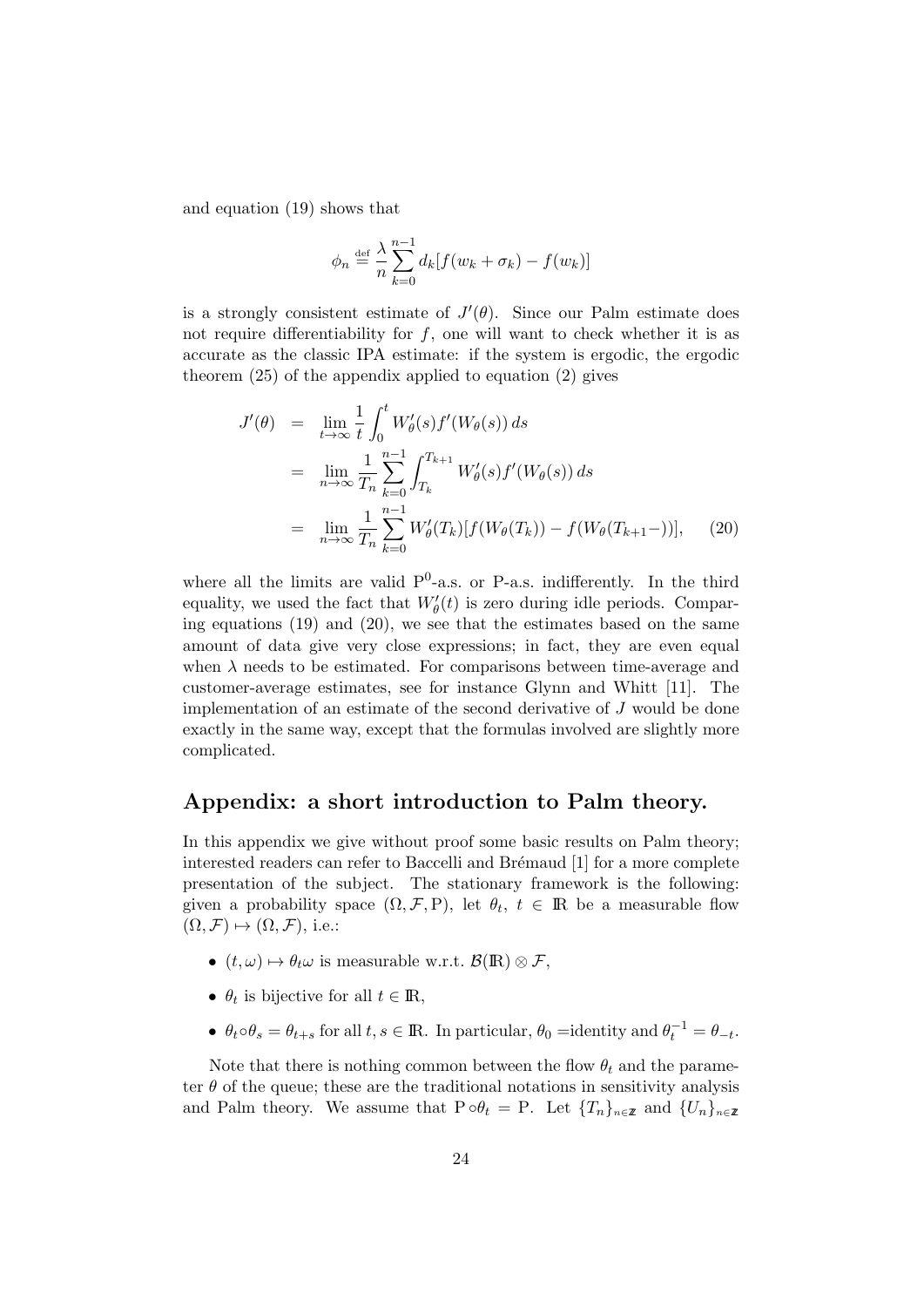and equation (19) shows that

$$\phi_n \stackrel{\text{def}}{=} \frac{\lambda}{n} \sum_{k=0}^{n-1} d_k [f(w_k + \sigma_k) - f(w_k)]$$

is a strongly consistent estimate of $J'(\theta)$. Since our Palm estimate does not require differentiability for $f$, one will want to check whether it is as accurate as the classic IPA estimate: if the system is ergodic, the ergodic theorem (25) of the appendix applied to equation (2) gives

$$\begin{aligned}
J'(\theta) &= \lim_{t\to\infty} \frac{1}{t} \int_0^t W'_\theta(s) f'(W_\theta(s))\, ds \\
&= \lim_{n\to\infty} \frac{1}{T_n} \sum_{k=0}^{n-1} \int_{T_k}^{T_{k+1}} W'_\theta(s) f'(W_\theta(s))\, ds \\
&= \lim_{n\to\infty} \frac{1}{T_n} \sum_{k=0}^{n-1} W'_\theta(T_k)[f(W_\theta(T_k)) - f(W_\theta(T_{k+1}-))], \qquad (20)
\end{aligned}$$

where all the limits are valid $\mathrm{P}^0$-a.s. or P-a.s. indifferently. In the third equality, we used the fact that $W'_\theta(t)$ is zero during idle periods. Comparing equations (19) and (20), we see that the estimates based on the same amount of data give very close expressions; in fact, they are even equal when $\lambda$ needs to be estimated. For comparisons between time-average and customer-average estimates, see for instance Glynn and Whitt [11]. The implementation of an estimate of the second derivative of $J$ would be done exactly in the same way, except that the formulas involved are slightly more complicated.

## Appendix: a short introduction to Palm theory.

In this appendix we give without proof some basic results on Palm theory; interested readers can refer to Baccelli and Brémaud [1] for a more complete presentation of the subject. The stationary framework is the following: given a probability space $(\Omega, \mathcal{F}, \mathrm{P})$, let $\theta_t$, $t \in \mathbb{R}$ be a measurable flow $(\Omega, \mathcal{F}) \mapsto (\Omega, \mathcal{F})$, i.e.:

- $(t, \omega) \mapsto \theta_t \omega$ is measurable w.r.t. $\mathcal{B}(\mathbb{R}) \otimes \mathcal{F}$,
- $\theta_t$ is bijective for all $t \in \mathbb{R}$,
- $\theta_t \circ \theta_s = \theta_{t+s}$ for all $t, s \in \mathbb{R}$. In particular, $\theta_0 =$identity and $\theta_t^{-1} = \theta_{-t}$.

Note that there is nothing common between the flow $\theta_t$ and the parameter $\theta$ of the queue; these are the traditional notations in sensitivity analysis and Palm theory. We assume that $\mathrm{P} \circ \theta_t = \mathrm{P}$. Let $\{T_n\}_{n\in\mathbb{Z}}$ and $\{U_n\}_{n\in\mathbb{Z}}$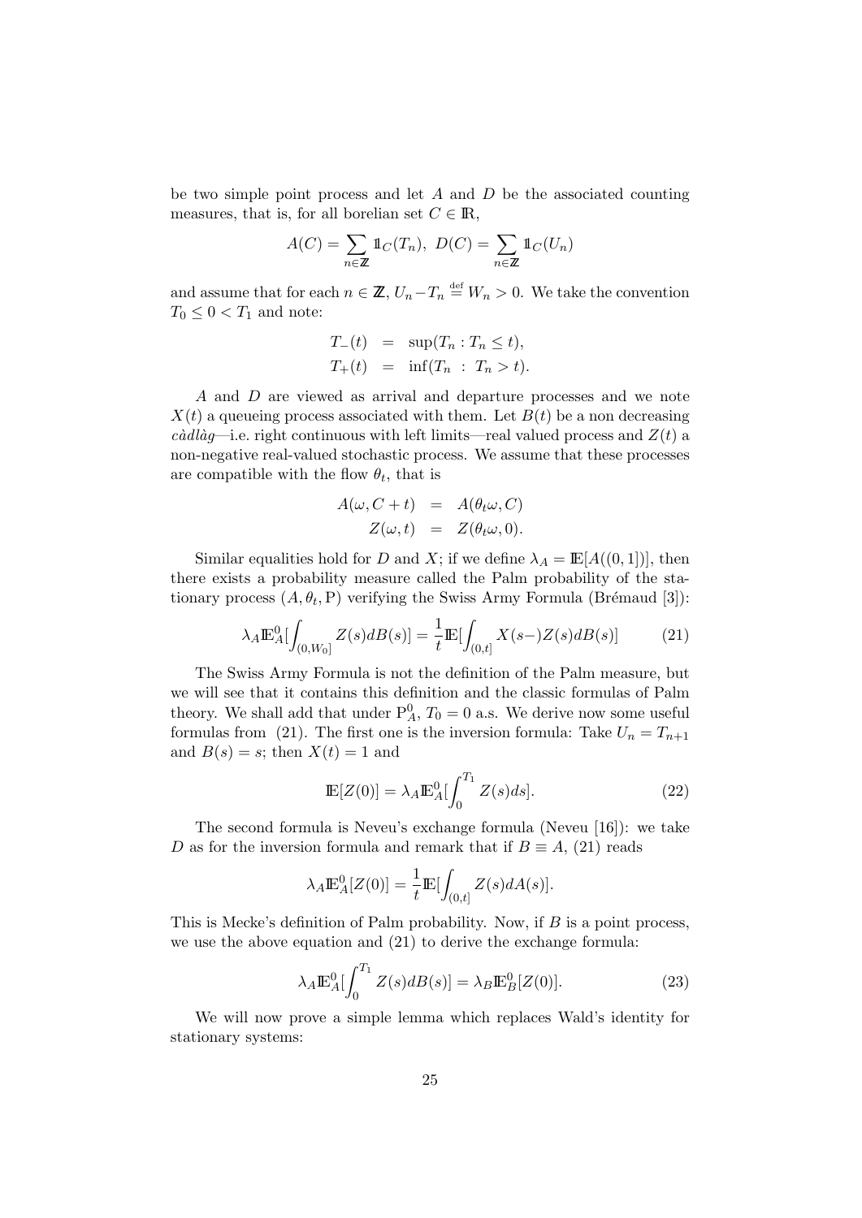be two simple point process and let $A$ and $D$ be the associated counting measures, that is, for all borelian set $C \in \mathbb{R}$,

$$A(C) = \sum_{n \in \mathbb{Z}} \mathbb{1}_C(T_n), \;\; D(C) = \sum_{n \in \mathbb{Z}} \mathbb{1}_C(U_n)$$

and assume that for each $n \in \mathbb{Z}$, $U_n - T_n \stackrel{\text{def}}{=} W_n > 0$. We take the convention $T_0 \leq 0 < T_1$ and note:

$$\begin{aligned} T_-(t) &= \sup(T_n : T_n \leq t), \\ T_+(t) &= \inf(T_n \; : \; T_n > t). \end{aligned}$$

$A$ and $D$ are viewed as arrival and departure processes and we note $X(t)$ a queueing process associated with them. Let $B(t)$ be a non decreasing *càdlàg*—i.e. right continuous with left limits—real valued process and $Z(t)$ a non-negative real-valued stochastic process. We assume that these processes are compatible with the flow $\theta_t$, that is

$$\begin{aligned} A(\omega, C+t) &= A(\theta_t \omega, C) \\ Z(\omega, t) &= Z(\theta_t \omega, 0). \end{aligned}$$

Similar equalities hold for $D$ and $X$; if we define $\lambda_A = \mathbb{E}[A((0,1])]$, then there exists a probability measure called the Palm probability of the stationary process $(A, \theta_t, \mathrm{P})$ verifying the Swiss Army Formula (Brémaud [3]):

$$\lambda_A \mathbb{E}_A^0[\int_{(0,W_0]} Z(s)dB(s)] = \frac{1}{t}\mathbb{E}[\int_{(0,t]} X(s-)Z(s)dB(s)] \tag{21}$$

The Swiss Army Formula is not the definition of the Palm measure, but we will see that it contains this definition and the classic formulas of Palm theory. We shall add that under $\mathrm{P}_A^0$, $T_0 = 0$ a.s. We derive now some useful formulas from (21). The first one is the inversion formula: Take $U_n = T_{n+1}$ and $B(s) = s$; then $X(t) = 1$ and

$$\mathbb{E}[Z(0)] = \lambda_A \mathbb{E}_A^0[\int_0^{T_1} Z(s)ds]. \tag{22}$$

The second formula is Neveu's exchange formula (Neveu [16]): we take $D$ as for the inversion formula and remark that if $B \equiv A$, (21) reads

$$\lambda_A \mathbb{E}_A^0[Z(0)] = \frac{1}{t}\mathbb{E}[\int_{(0,t]} Z(s)dA(s)].$$

This is Mecke's definition of Palm probability. Now, if $B$ is a point process, we use the above equation and (21) to derive the exchange formula:

$$\lambda_A \mathbb{E}_A^0[\int_0^{T_1} Z(s)dB(s)] = \lambda_B \mathbb{E}_B^0[Z(0)]. \tag{23}$$

We will now prove a simple lemma which replaces Wald's identity for stationary systems: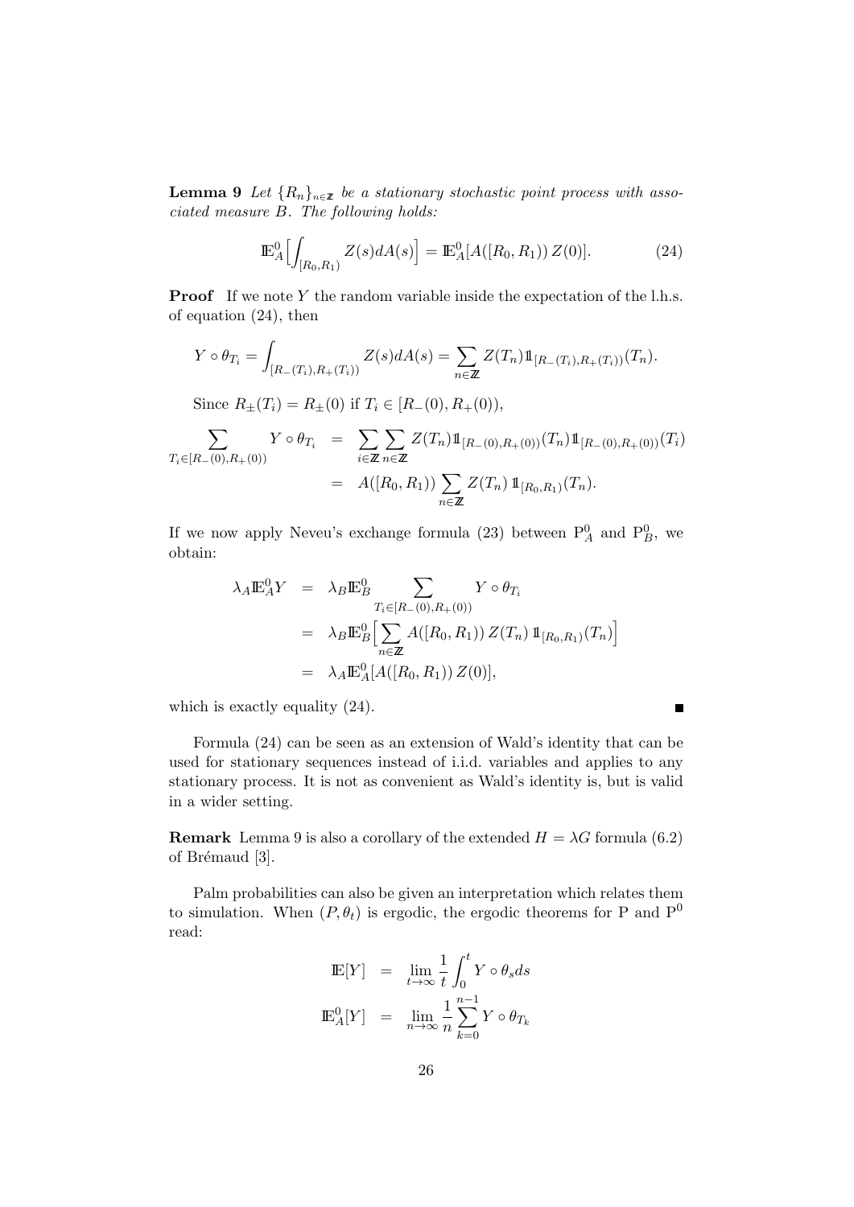**Lemma 9** *Let $\{R_n\}_{n\in\mathbb{Z}}$ be a stationary stochastic point process with associated measure $B$. The following holds:*

$$\mathbb{E}_A^0\Big[\int_{[R_0,R_1)} Z(s)dA(s)\Big] = \mathbb{E}_A^0[A([R_0,R_1))\, Z(0)]. \tag{24}$$

**Proof** If we note $Y$ the random variable inside the expectation of the l.h.s. of equation (24), then

$$Y\circ\theta_{T_i} = \int_{[R_-(T_i),R_+(T_i))} Z(s)dA(s) = \sum_{n\in\mathbb{Z}} Z(T_n)\mathbb{1}_{[R_-(T_i),R_+(T_i))}(T_n).$$

Since $R_\pm(T_i) = R_\pm(0)$ if $T_i \in [R_-(0), R_+(0))$,

$$\begin{aligned}
\sum_{T_i\in[R_-(0),R_+(0))} Y\circ\theta_{T_i} &= \sum_{i\in\mathbb{Z}}\sum_{n\in\mathbb{Z}} Z(T_n)\mathbb{1}_{[R_-(0),R_+(0))}(T_n)\mathbb{1}_{[R_-(0),R_+(0))}(T_i)\\
&= A([R_0,R_1))\sum_{n\in\mathbb{Z}} Z(T_n)\,\mathbb{1}_{[R_0,R_1)}(T_n).
\end{aligned}$$

If we now apply Neveu's exchange formula (23) between $\mathrm{P}_A^0$ and $\mathrm{P}_B^0$, we obtain:

$$\begin{aligned}
\lambda_A\mathbb{E}_A^0 Y &= \lambda_B\mathbb{E}_B^0\sum_{T_i\in[R_-(0),R_+(0))} Y\circ\theta_{T_i}\\
&= \lambda_B\mathbb{E}_B^0\Big[\sum_{n\in\mathbb{Z}} A([R_0,R_1))\,Z(T_n)\,\mathbb{1}_{[R_0,R_1)}(T_n)\Big]\\
&= \lambda_A\mathbb{E}_A^0[A([R_0,R_1))\,Z(0)],
\end{aligned}$$

which is exactly equality (24). ∎

Formula (24) can be seen as an extension of Wald's identity that can be used for stationary sequences instead of i.i.d. variables and applies to any stationary process. It is not as convenient as Wald's identity is, but is valid in a wider setting.

**Remark** Lemma 9 is also a corollary of the extended $H = \lambda G$ formula (6.2) of Brémaud [3].

Palm probabilities can also be given an interpretation which relates them to simulation. When $(P, \theta_t)$ is ergodic, the ergodic theorems for P and $\mathrm{P}^0$ read:

$$\begin{aligned}
\mathbb{E}[Y] &= \lim_{t\to\infty}\frac{1}{t}\int_0^t Y\circ\theta_s ds\\
\mathbb{E}_A^0[Y] &= \lim_{n\to\infty}\frac{1}{n}\sum_{k=0}^{n-1} Y\circ\theta_{T_k}
\end{aligned}$$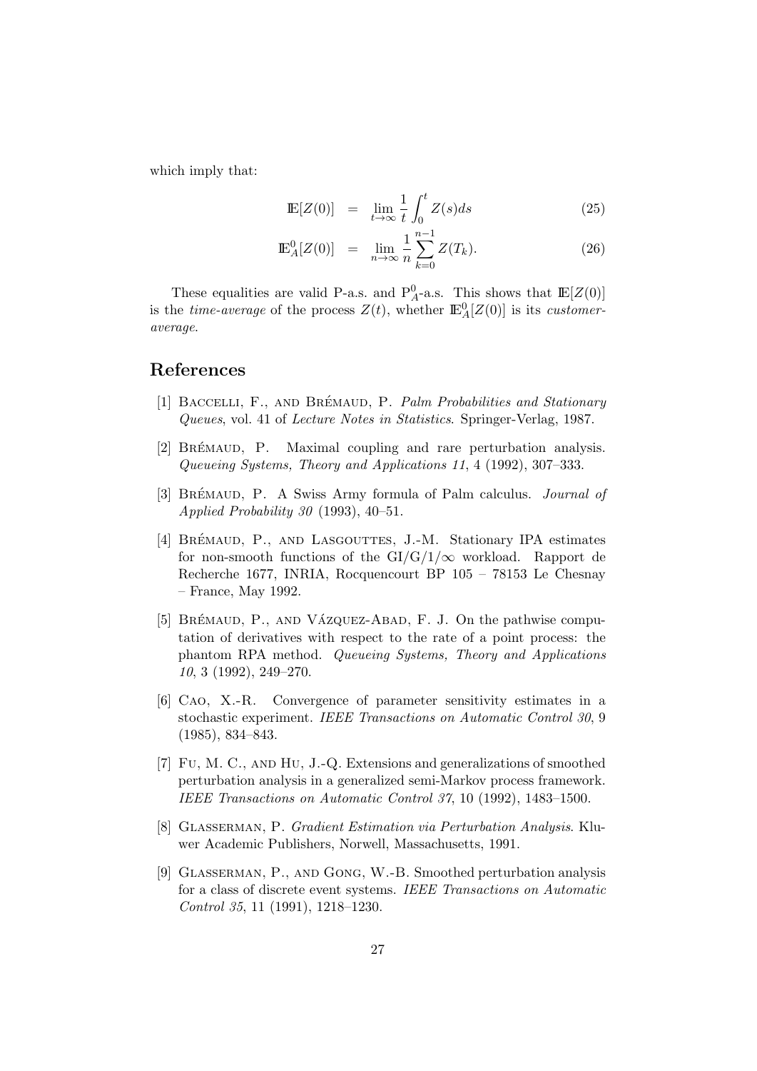which imply that:

$$\mathbb{E}[Z(0)] = \lim_{t\to\infty} \frac{1}{t} \int_0^t Z(s)ds \tag{25}$$

$$\mathbb{E}_A^0[Z(0)] = \lim_{n\to\infty} \frac{1}{n} \sum_{k=0}^{n-1} Z(T_k). \tag{26}$$

These equalities are valid P-a.s. and $\mathrm{P}_A^0$-a.s. This shows that $\mathbb{E}[Z(0)]$ is the *time-average* of the process $Z(t)$, whether $\mathbb{E}_A^0[Z(0)]$ is its *customer-average*.

## References

[1] Baccelli, F., and Brémaud, P. *Palm Probabilities and Stationary Queues*, vol. 41 of *Lecture Notes in Statistics*. Springer-Verlag, 1987.

[2] Brémaud, P. Maximal coupling and rare perturbation analysis. *Queueing Systems, Theory and Applications 11*, 4 (1992), 307–333.

[3] Brémaud, P. A Swiss Army formula of Palm calculus. *Journal of Applied Probability 30* (1993), 40–51.

[4] Brémaud, P., and Lasgouttes, J.-M. Stationary IPA estimates for non-smooth functions of the $\mathrm{GI/G/1/\infty}$ workload. Rapport de Recherche 1677, INRIA, Rocquencourt BP 105 – 78153 Le Chesnay – France, May 1992.

[5] Brémaud, P., and Vázquez-Abad, F. J. On the pathwise computation of derivatives with respect to the rate of a point process: the phantom RPA method. *Queueing Systems, Theory and Applications 10*, 3 (1992), 249–270.

[6] Cao, X.-R. Convergence of parameter sensitivity estimates in a stochastic experiment. *IEEE Transactions on Automatic Control 30*, 9 (1985), 834–843.

[7] Fu, M. C., and Hu, J.-Q. Extensions and generalizations of smoothed perturbation analysis in a generalized semi-Markov process framework. *IEEE Transactions on Automatic Control 37*, 10 (1992), 1483–1500.

[8] Glasserman, P. *Gradient Estimation via Perturbation Analysis*. Kluwer Academic Publishers, Norwell, Massachusetts, 1991.

[9] Glasserman, P., and Gong, W.-B. Smoothed perturbation analysis for a class of discrete event systems. *IEEE Transactions on Automatic Control 35*, 11 (1991), 1218–1230.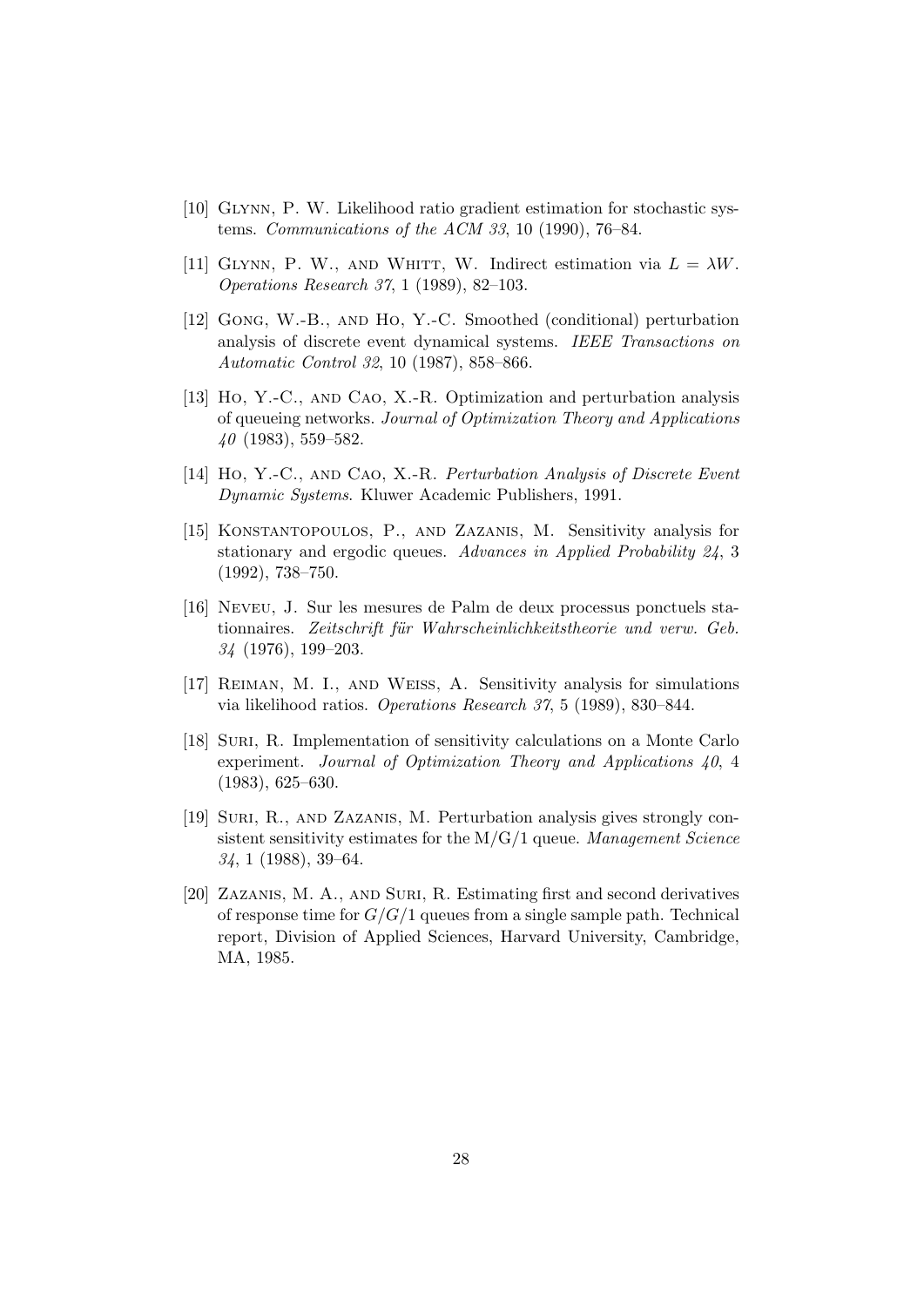[10] Glynn, P. W. Likelihood ratio gradient estimation for stochastic systems. *Communications of the ACM 33*, 10 (1990), 76–84.

[11] Glynn, P. W., and Whitt, W. Indirect estimation via $L = \lambda W$. *Operations Research 37*, 1 (1989), 82–103.

[12] Gong, W.-B., and Ho, Y.-C. Smoothed (conditional) perturbation analysis of discrete event dynamical systems. *IEEE Transactions on Automatic Control 32*, 10 (1987), 858–866.

[13] Ho, Y.-C., and Cao, X.-R. Optimization and perturbation analysis of queueing networks. *Journal of Optimization Theory and Applications 40* (1983), 559–582.

[14] Ho, Y.-C., and Cao, X.-R. *Perturbation Analysis of Discrete Event Dynamic Systems*. Kluwer Academic Publishers, 1991.

[15] Konstantopoulos, P., and Zazanis, M. Sensitivity analysis for stationary and ergodic queues. *Advances in Applied Probability 24*, 3 (1992), 738–750.

[16] Neveu, J. Sur les mesures de Palm de deux processus ponctuels stationnaires. *Zeitschrift für Wahrscheinlichkeitstheorie und verw. Geb. 34* (1976), 199–203.

[17] Reiman, M. I., and Weiss, A. Sensitivity analysis for simulations via likelihood ratios. *Operations Research 37*, 5 (1989), 830–844.

[18] Suri, R. Implementation of sensitivity calculations on a Monte Carlo experiment. *Journal of Optimization Theory and Applications 40*, 4 (1983), 625–630.

[19] Suri, R., and Zazanis, M. Perturbation analysis gives strongly consistent sensitivity estimates for the M/G/1 queue. *Management Science 34*, 1 (1988), 39–64.

[20] Zazanis, M. A., and Suri, R. Estimating first and second derivatives of response time for $G/G/1$ queues from a single sample path. Technical report, Division of Applied Sciences, Harvard University, Cambridge, MA, 1985.